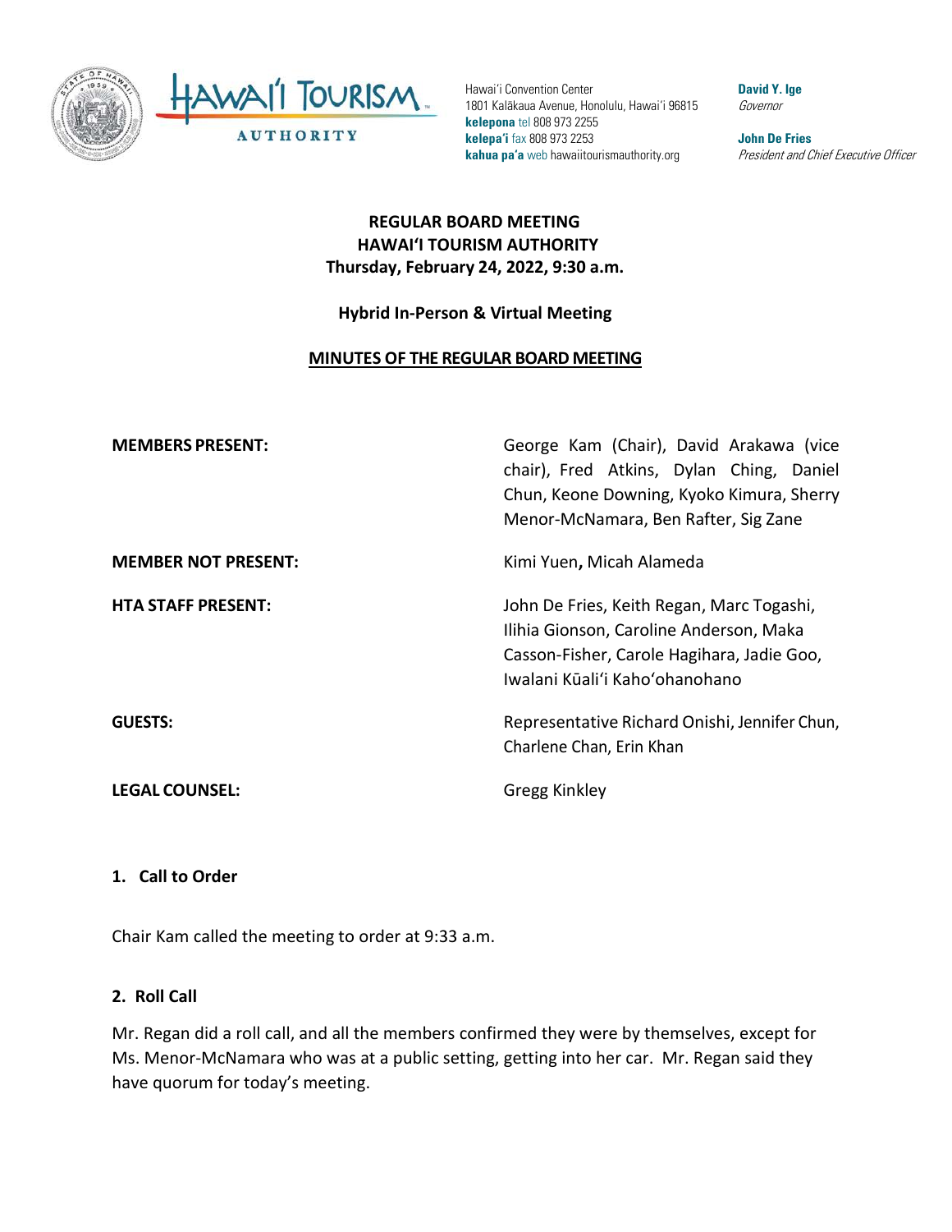Hawaiʻi Convention Center
1801 Kalākaua Avenue, Honolulu, Hawaiʻi 96815
**kelepona** tel 808 973 2255
**kelepaʻi** fax 808 973 2253
**kahua paʻa** web hawaiitourismauthority.org

**David Y. Ige**
*Governor*

**John De Fries**
*President and Chief Executive Officer*

**REGULAR BOARD MEETING**
**HAWAIʻI TOURISM AUTHORITY**
**Thursday, February 24, 2022, 9:30 a.m.**

**Hybrid In-Person & Virtual Meeting**

**MINUTES OF THE REGULAR BOARD MEETING**

| | |
|---|---|
| **MEMBERS PRESENT:** | George Kam (Chair), David Arakawa (vice chair), Fred Atkins, Dylan Ching, Daniel Chun, Keone Downing, Kyoko Kimura, Sherry Menor-McNamara, Ben Rafter, Sig Zane |
| **MEMBER NOT PRESENT:** | Kimi Yuen, Micah Alameda |
| **HTA STAFF PRESENT:** | John De Fries, Keith Regan, Marc Togashi, Ilihia Gionson, Caroline Anderson, Maka Casson-Fisher, Carole Hagihara, Jadie Goo, Iwalani Kūaliʻi Kahoʻohanohano |
| **GUESTS:** | Representative Richard Onishi, Jennifer Chun, Charlene Chan, Erin Khan |
| **LEGAL COUNSEL:** | Gregg Kinkley |

## 1. Call to Order

Chair Kam called the meeting to order at 9:33 a.m.

## 2. Roll Call

Mr. Regan did a roll call, and all the members confirmed they were by themselves, except for Ms. Menor-McNamara who was at a public setting, getting into her car. Mr. Regan said they have quorum for today's meeting.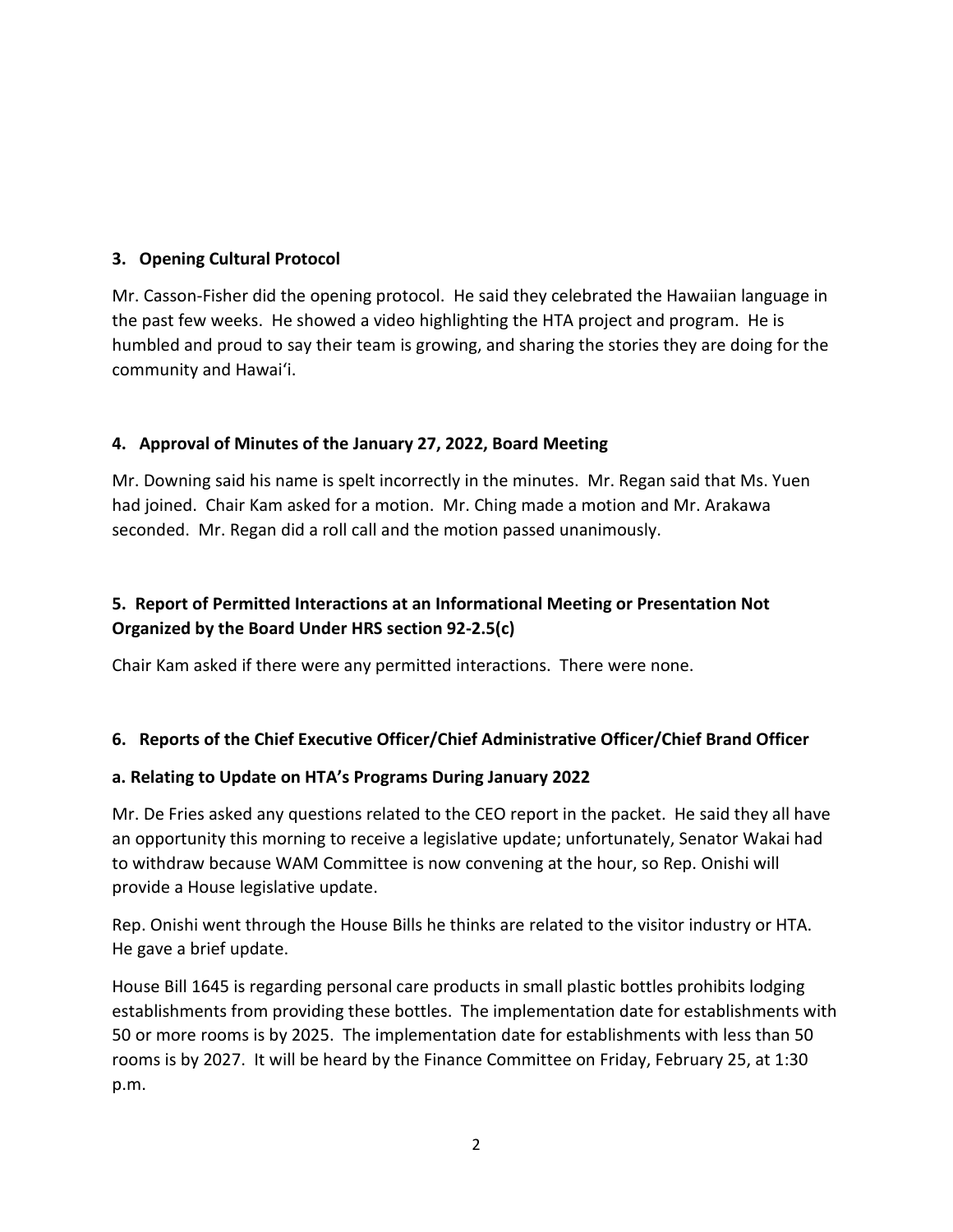### 3. Opening Cultural Protocol

Mr. Casson-Fisher did the opening protocol. He said they celebrated the Hawaiian language in the past few weeks. He showed a video highlighting the HTA project and program. He is humbled and proud to say their team is growing, and sharing the stories they are doing for the community and Hawaiʻi.

### 4. Approval of Minutes of the January 27, 2022, Board Meeting

Mr. Downing said his name is spelt incorrectly in the minutes. Mr. Regan said that Ms. Yuen had joined. Chair Kam asked for a motion. Mr. Ching made a motion and Mr. Arakawa seconded. Mr. Regan did a roll call and the motion passed unanimously.

### 5. Report of Permitted Interactions at an Informational Meeting or Presentation Not Organized by the Board Under HRS section 92-2.5(c)

Chair Kam asked if there were any permitted interactions. There were none.

### 6. Reports of the Chief Executive Officer/Chief Administrative Officer/Chief Brand Officer

#### a. Relating to Update on HTA's Programs During January 2022

Mr. De Fries asked any questions related to the CEO report in the packet. He said they all have an opportunity this morning to receive a legislative update; unfortunately, Senator Wakai had to withdraw because WAM Committee is now convening at the hour, so Rep. Onishi will provide a House legislative update.

Rep. Onishi went through the House Bills he thinks are related to the visitor industry or HTA. He gave a brief update.

House Bill 1645 is regarding personal care products in small plastic bottles prohibits lodging establishments from providing these bottles. The implementation date for establishments with 50 or more rooms is by 2025. The implementation date for establishments with less than 50 rooms is by 2027. It will be heard by the Finance Committee on Friday, February 25, at 1:30 p.m.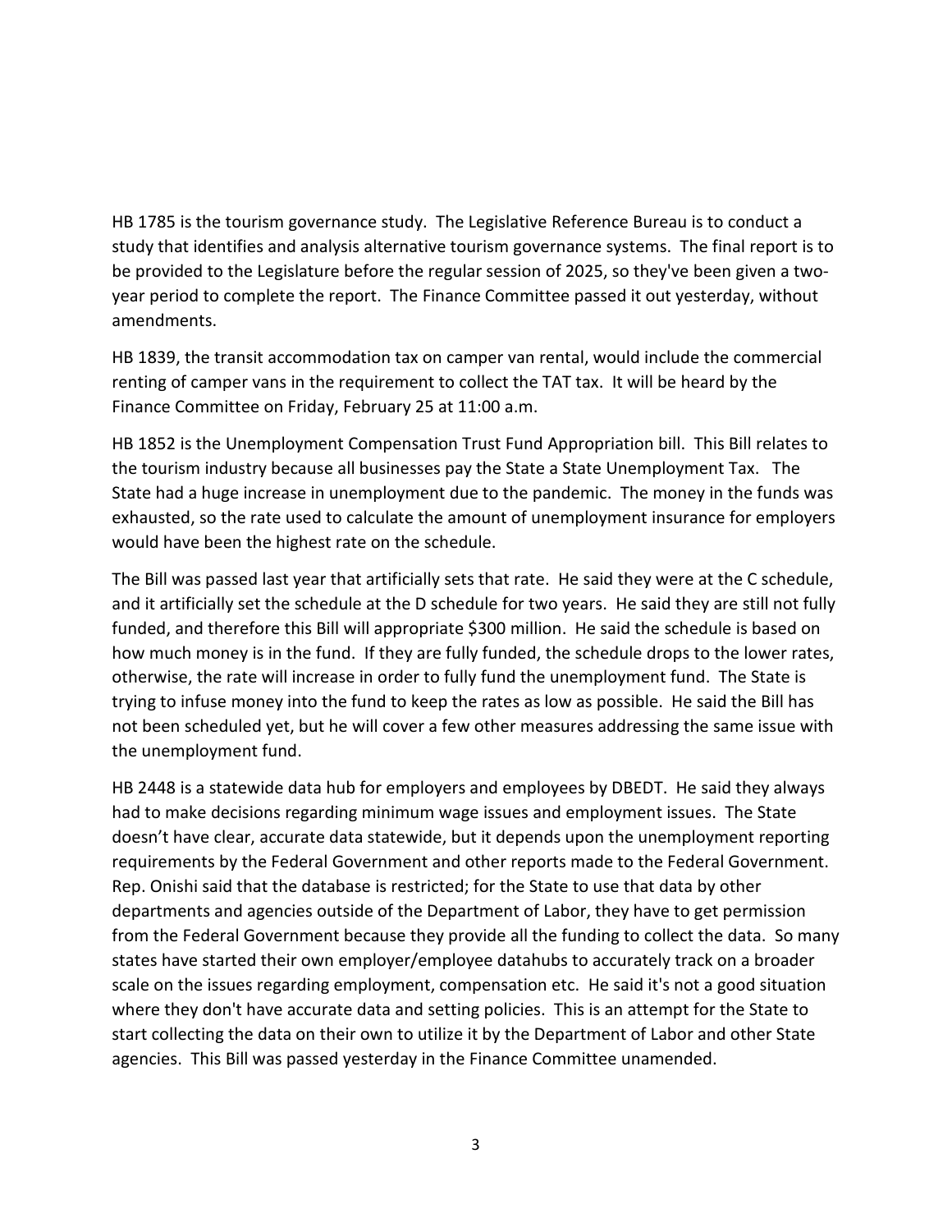HB 1785 is the tourism governance study. The Legislative Reference Bureau is to conduct a study that identifies and analysis alternative tourism governance systems. The final report is to be provided to the Legislature before the regular session of 2025, so they've been given a two-year period to complete the report. The Finance Committee passed it out yesterday, without amendments.

HB 1839, the transit accommodation tax on camper van rental, would include the commercial renting of camper vans in the requirement to collect the TAT tax. It will be heard by the Finance Committee on Friday, February 25 at 11:00 a.m.

HB 1852 is the Unemployment Compensation Trust Fund Appropriation bill. This Bill relates to the tourism industry because all businesses pay the State a State Unemployment Tax. The State had a huge increase in unemployment due to the pandemic. The money in the funds was exhausted, so the rate used to calculate the amount of unemployment insurance for employers would have been the highest rate on the schedule.

The Bill was passed last year that artificially sets that rate. He said they were at the C schedule, and it artificially set the schedule at the D schedule for two years. He said they are still not fully funded, and therefore this Bill will appropriate $300 million. He said the schedule is based on how much money is in the fund. If they are fully funded, the schedule drops to the lower rates, otherwise, the rate will increase in order to fully fund the unemployment fund. The State is trying to infuse money into the fund to keep the rates as low as possible. He said the Bill has not been scheduled yet, but he will cover a few other measures addressing the same issue with the unemployment fund.

HB 2448 is a statewide data hub for employers and employees by DBEDT. He said they always had to make decisions regarding minimum wage issues and employment issues. The State doesn't have clear, accurate data statewide, but it depends upon the unemployment reporting requirements by the Federal Government and other reports made to the Federal Government. Rep. Onishi said that the database is restricted; for the State to use that data by other departments and agencies outside of the Department of Labor, they have to get permission from the Federal Government because they provide all the funding to collect the data. So many states have started their own employer/employee datahubs to accurately track on a broader scale on the issues regarding employment, compensation etc. He said it's not a good situation where they don't have accurate data and setting policies. This is an attempt for the State to start collecting the data on their own to utilize it by the Department of Labor and other State agencies. This Bill was passed yesterday in the Finance Committee unamended.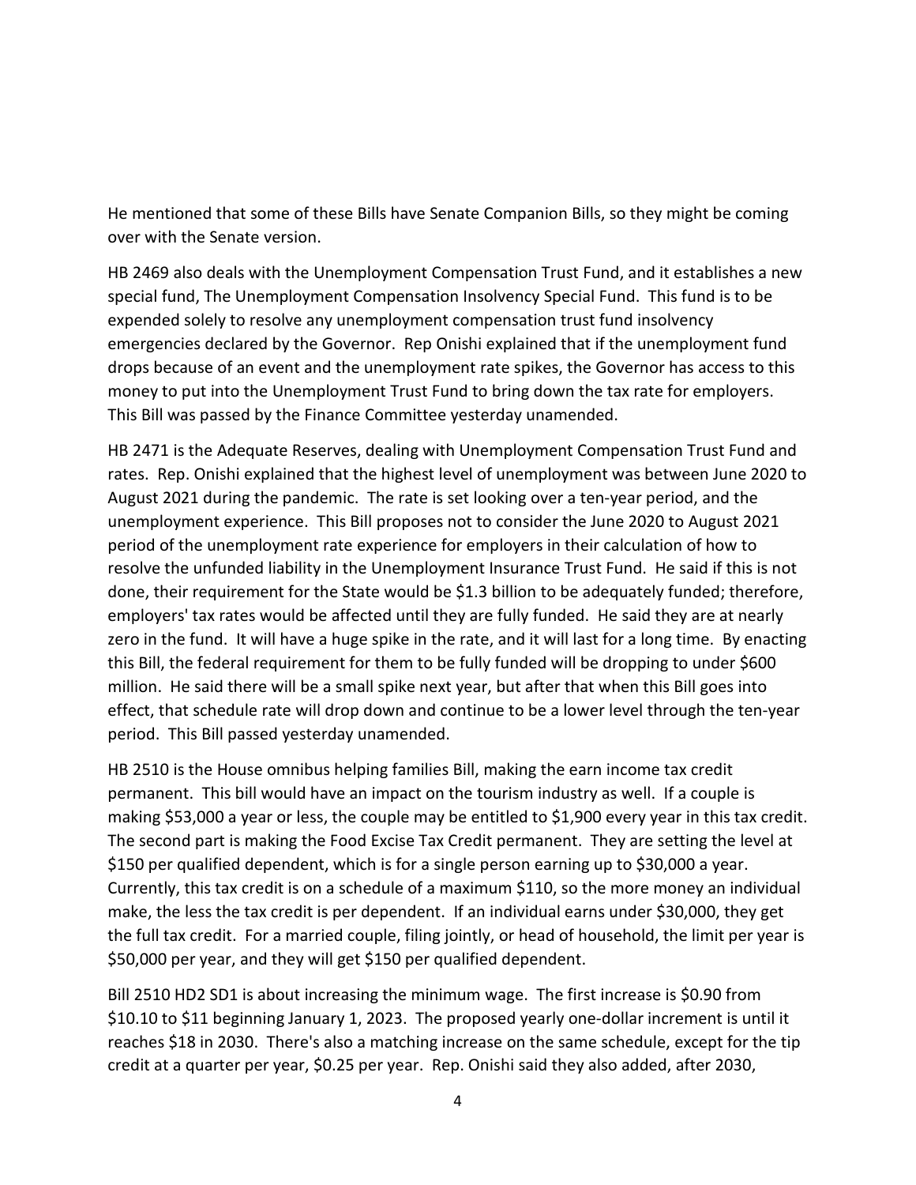He mentioned that some of these Bills have Senate Companion Bills, so they might be coming over with the Senate version.

HB 2469 also deals with the Unemployment Compensation Trust Fund, and it establishes a new special fund, The Unemployment Compensation Insolvency Special Fund. This fund is to be expended solely to resolve any unemployment compensation trust fund insolvency emergencies declared by the Governor. Rep Onishi explained that if the unemployment fund drops because of an event and the unemployment rate spikes, the Governor has access to this money to put into the Unemployment Trust Fund to bring down the tax rate for employers. This Bill was passed by the Finance Committee yesterday unamended.

HB 2471 is the Adequate Reserves, dealing with Unemployment Compensation Trust Fund and rates. Rep. Onishi explained that the highest level of unemployment was between June 2020 to August 2021 during the pandemic. The rate is set looking over a ten-year period, and the unemployment experience. This Bill proposes not to consider the June 2020 to August 2021 period of the unemployment rate experience for employers in their calculation of how to resolve the unfunded liability in the Unemployment Insurance Trust Fund. He said if this is not done, their requirement for the State would be $1.3 billion to be adequately funded; therefore, employers' tax rates would be affected until they are fully funded. He said they are at nearly zero in the fund. It will have a huge spike in the rate, and it will last for a long time. By enacting this Bill, the federal requirement for them to be fully funded will be dropping to under $600 million. He said there will be a small spike next year, but after that when this Bill goes into effect, that schedule rate will drop down and continue to be a lower level through the ten-year period. This Bill passed yesterday unamended.

HB 2510 is the House omnibus helping families Bill, making the earn income tax credit permanent. This bill would have an impact on the tourism industry as well. If a couple is making $53,000 a year or less, the couple may be entitled to $1,900 every year in this tax credit. The second part is making the Food Excise Tax Credit permanent. They are setting the level at $150 per qualified dependent, which is for a single person earning up to $30,000 a year. Currently, this tax credit is on a schedule of a maximum $110, so the more money an individual make, the less the tax credit is per dependent. If an individual earns under $30,000, they get the full tax credit. For a married couple, filing jointly, or head of household, the limit per year is $50,000 per year, and they will get $150 per qualified dependent.

Bill 2510 HD2 SD1 is about increasing the minimum wage. The first increase is $0.90 from $10.10 to $11 beginning January 1, 2023. The proposed yearly one-dollar increment is until it reaches $18 in 2030. There's also a matching increase on the same schedule, except for the tip credit at a quarter per year, $0.25 per year. Rep. Onishi said they also added, after 2030,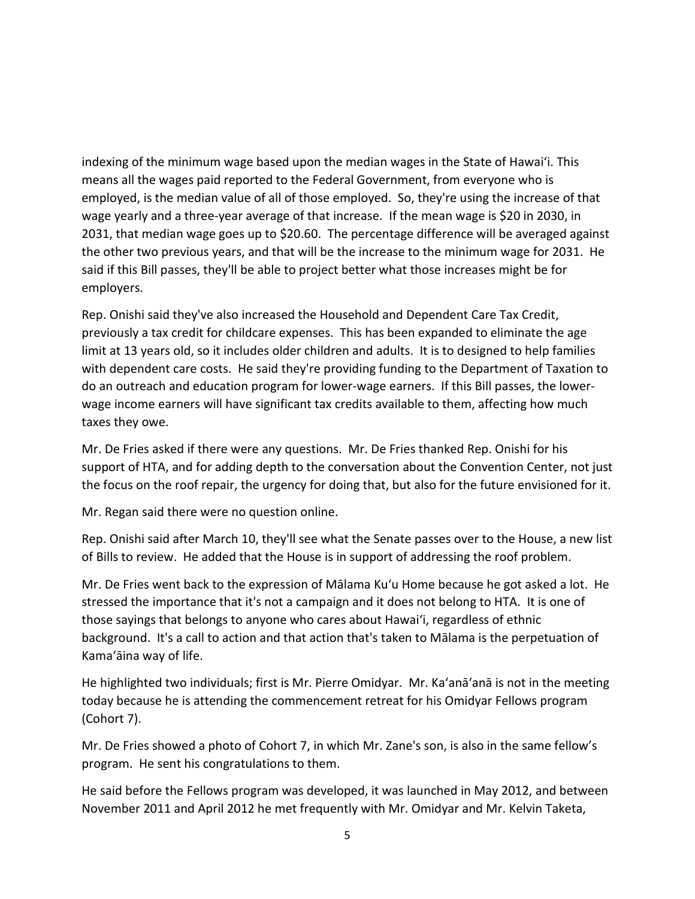indexing of the minimum wage based upon the median wages in the State of Hawaiʻi. This means all the wages paid reported to the Federal Government, from everyone who is employed, is the median value of all of those employed. So, they're using the increase of that wage yearly and a three-year average of that increase. If the mean wage is $20 in 2030, in 2031, that median wage goes up to $20.60. The percentage difference will be averaged against the other two previous years, and that will be the increase to the minimum wage for 2031. He said if this Bill passes, they'll be able to project better what those increases might be for employers.

Rep. Onishi said they've also increased the Household and Dependent Care Tax Credit, previously a tax credit for childcare expenses. This has been expanded to eliminate the age limit at 13 years old, so it includes older children and adults. It is to designed to help families with dependent care costs. He said they're providing funding to the Department of Taxation to do an outreach and education program for lower-wage earners. If this Bill passes, the lower-wage income earners will have significant tax credits available to them, affecting how much taxes they owe.

Mr. De Fries asked if there were any questions. Mr. De Fries thanked Rep. Onishi for his support of HTA, and for adding depth to the conversation about the Convention Center, not just the focus on the roof repair, the urgency for doing that, but also for the future envisioned for it.

Mr. Regan said there were no question online.

Rep. Onishi said after March 10, they'll see what the Senate passes over to the House, a new list of Bills to review. He added that the House is in support of addressing the roof problem.

Mr. De Fries went back to the expression of Mālama Kuʻu Home because he got asked a lot. He stressed the importance that it's not a campaign and it does not belong to HTA. It is one of those sayings that belongs to anyone who cares about Hawaiʻi, regardless of ethnic background. It's a call to action and that action that's taken to Mālama is the perpetuation of Kamaʻāina way of life.

He highlighted two individuals; first is Mr. Pierre Omidyar. Mr. Kaʻanāʻanā is not in the meeting today because he is attending the commencement retreat for his Omidyar Fellows program (Cohort 7).

Mr. De Fries showed a photo of Cohort 7, in which Mr. Zane's son, is also in the same fellow's program. He sent his congratulations to them.

He said before the Fellows program was developed, it was launched in May 2012, and between November 2011 and April 2012 he met frequently with Mr. Omidyar and Mr. Kelvin Taketa,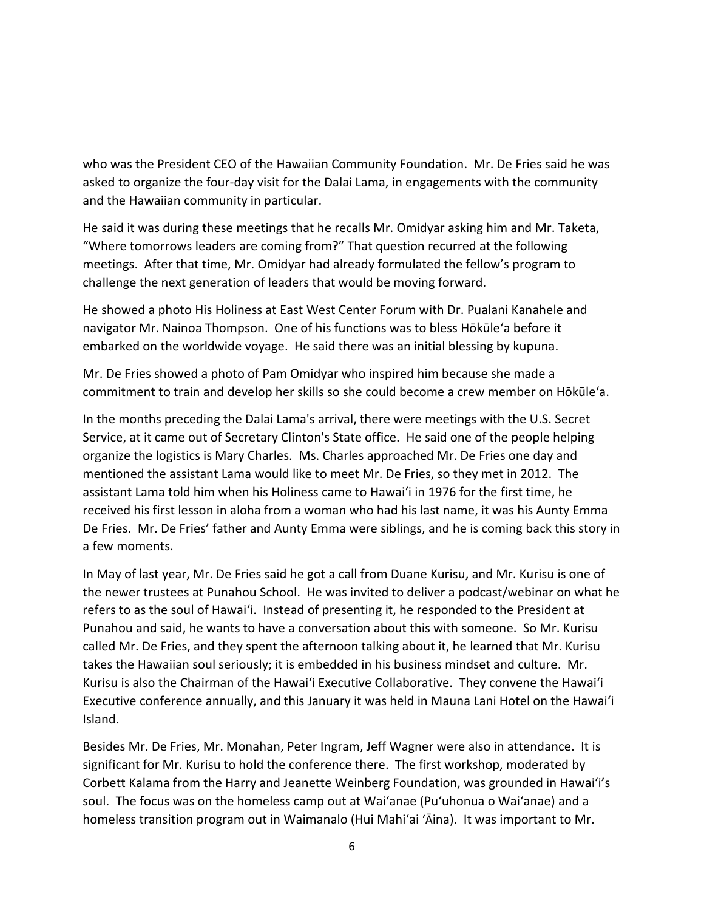who was the President CEO of the Hawaiian Community Foundation. Mr. De Fries said he was asked to organize the four-day visit for the Dalai Lama, in engagements with the community and the Hawaiian community in particular.

He said it was during these meetings that he recalls Mr. Omidyar asking him and Mr. Taketa, "Where tomorrows leaders are coming from?" That question recurred at the following meetings. After that time, Mr. Omidyar had already formulated the fellow's program to challenge the next generation of leaders that would be moving forward.

He showed a photo His Holiness at East West Center Forum with Dr. Pualani Kanahele and navigator Mr. Nainoa Thompson. One of his functions was to bless Hōkūleʻa before it embarked on the worldwide voyage. He said there was an initial blessing by kupuna.

Mr. De Fries showed a photo of Pam Omidyar who inspired him because she made a commitment to train and develop her skills so she could become a crew member on Hōkūleʻa.

In the months preceding the Dalai Lama's arrival, there were meetings with the U.S. Secret Service, at it came out of Secretary Clinton's State office. He said one of the people helping organize the logistics is Mary Charles. Ms. Charles approached Mr. De Fries one day and mentioned the assistant Lama would like to meet Mr. De Fries, so they met in 2012. The assistant Lama told him when his Holiness came to Hawaiʻi in 1976 for the first time, he received his first lesson in aloha from a woman who had his last name, it was his Aunty Emma De Fries. Mr. De Fries' father and Aunty Emma were siblings, and he is coming back this story in a few moments.

In May of last year, Mr. De Fries said he got a call from Duane Kurisu, and Mr. Kurisu is one of the newer trustees at Punahou School. He was invited to deliver a podcast/webinar on what he refers to as the soul of Hawaiʻi. Instead of presenting it, he responded to the President at Punahou and said, he wants to have a conversation about this with someone. So Mr. Kurisu called Mr. De Fries, and they spent the afternoon talking about it, he learned that Mr. Kurisu takes the Hawaiian soul seriously; it is embedded in his business mindset and culture. Mr. Kurisu is also the Chairman of the Hawaiʻi Executive Collaborative. They convene the Hawaiʻi Executive conference annually, and this January it was held in Mauna Lani Hotel on the Hawaiʻi Island.

Besides Mr. De Fries, Mr. Monahan, Peter Ingram, Jeff Wagner were also in attendance. It is significant for Mr. Kurisu to hold the conference there. The first workshop, moderated by Corbett Kalama from the Harry and Jeanette Weinberg Foundation, was grounded in Hawaiʻi's soul. The focus was on the homeless camp out at Waiʻanae (Puʻuhonua o Waiʻanae) and a homeless transition program out in Waimanalo (Hui Mahiʻai ʻĀina). It was important to Mr.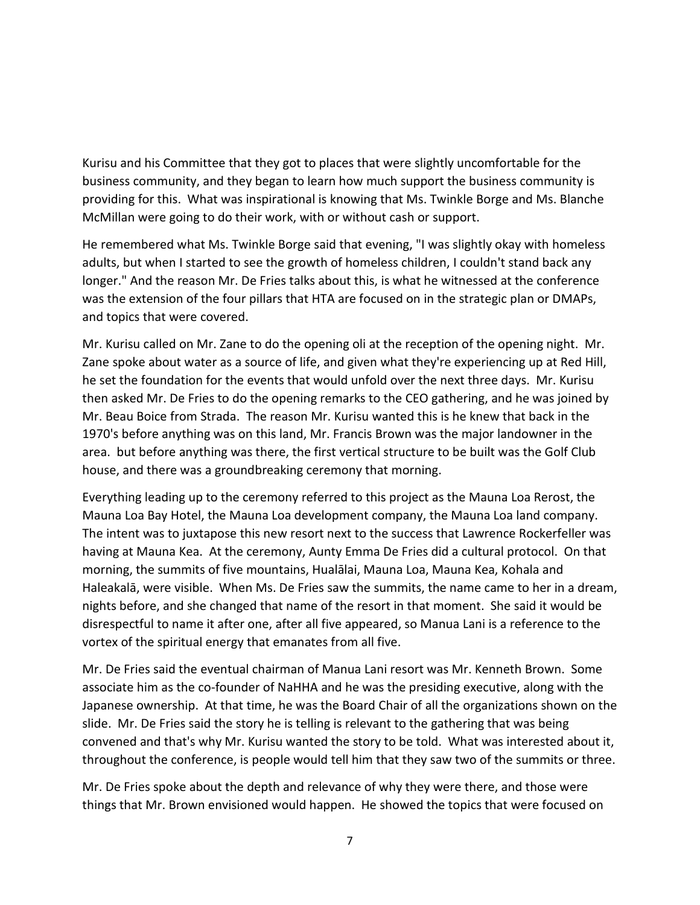Kurisu and his Committee that they got to places that were slightly uncomfortable for the business community, and they began to learn how much support the business community is providing for this. What was inspirational is knowing that Ms. Twinkle Borge and Ms. Blanche McMillan were going to do their work, with or without cash or support.

He remembered what Ms. Twinkle Borge said that evening, "I was slightly okay with homeless adults, but when I started to see the growth of homeless children, I couldn't stand back any longer." And the reason Mr. De Fries talks about this, is what he witnessed at the conference was the extension of the four pillars that HTA are focused on in the strategic plan or DMAPs, and topics that were covered.

Mr. Kurisu called on Mr. Zane to do the opening oli at the reception of the opening night. Mr. Zane spoke about water as a source of life, and given what they're experiencing up at Red Hill, he set the foundation for the events that would unfold over the next three days. Mr. Kurisu then asked Mr. De Fries to do the opening remarks to the CEO gathering, and he was joined by Mr. Beau Boice from Strada. The reason Mr. Kurisu wanted this is he knew that back in the 1970's before anything was on this land, Mr. Francis Brown was the major landowner in the area. but before anything was there, the first vertical structure to be built was the Golf Club house, and there was a groundbreaking ceremony that morning.

Everything leading up to the ceremony referred to this project as the Mauna Loa Rerost, the Mauna Loa Bay Hotel, the Mauna Loa development company, the Mauna Loa land company. The intent was to juxtapose this new resort next to the success that Lawrence Rockerfeller was having at Mauna Kea. At the ceremony, Aunty Emma De Fries did a cultural protocol. On that morning, the summits of five mountains, Hualālai, Mauna Loa, Mauna Kea, Kohala and Haleakalā, were visible. When Ms. De Fries saw the summits, the name came to her in a dream, nights before, and she changed that name of the resort in that moment. She said it would be disrespectful to name it after one, after all five appeared, so Manua Lani is a reference to the vortex of the spiritual energy that emanates from all five.

Mr. De Fries said the eventual chairman of Manua Lani resort was Mr. Kenneth Brown. Some associate him as the co-founder of NaHHA and he was the presiding executive, along with the Japanese ownership. At that time, he was the Board Chair of all the organizations shown on the slide. Mr. De Fries said the story he is telling is relevant to the gathering that was being convened and that's why Mr. Kurisu wanted the story to be told. What was interested about it, throughout the conference, is people would tell him that they saw two of the summits or three.

Mr. De Fries spoke about the depth and relevance of why they were there, and those were things that Mr. Brown envisioned would happen. He showed the topics that were focused on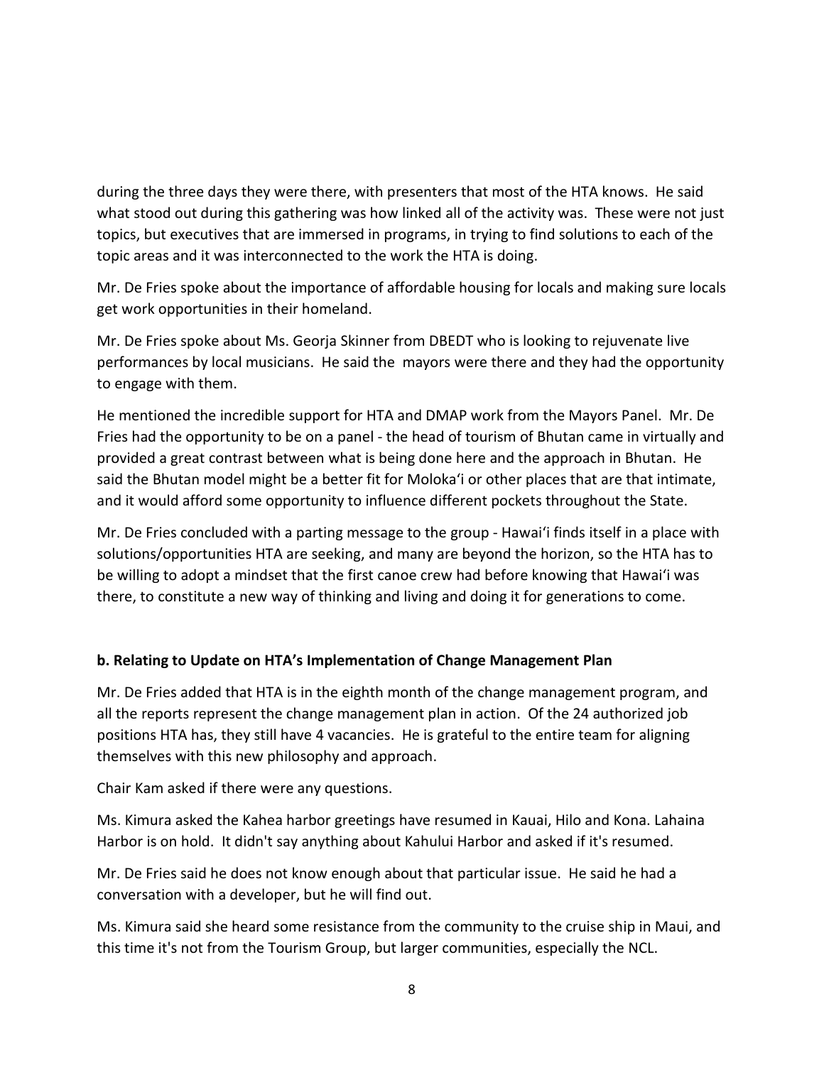during the three days they were there, with presenters that most of the HTA knows. He said what stood out during this gathering was how linked all of the activity was. These were not just topics, but executives that are immersed in programs, in trying to find solutions to each of the topic areas and it was interconnected to the work the HTA is doing.

Mr. De Fries spoke about the importance of affordable housing for locals and making sure locals get work opportunities in their homeland.

Mr. De Fries spoke about Ms. Georja Skinner from DBEDT who is looking to rejuvenate live performances by local musicians. He said the mayors were there and they had the opportunity to engage with them.

He mentioned the incredible support for HTA and DMAP work from the Mayors Panel. Mr. De Fries had the opportunity to be on a panel - the head of tourism of Bhutan came in virtually and provided a great contrast between what is being done here and the approach in Bhutan. He said the Bhutan model might be a better fit for Molokaʻi or other places that are that intimate, and it would afford some opportunity to influence different pockets throughout the State.

Mr. De Fries concluded with a parting message to the group - Hawaiʻi finds itself in a place with solutions/opportunities HTA are seeking, and many are beyond the horizon, so the HTA has to be willing to adopt a mindset that the first canoe crew had before knowing that Hawaiʻi was there, to constitute a new way of thinking and living and doing it for generations to come.

**b. Relating to Update on HTA's Implementation of Change Management Plan**

Mr. De Fries added that HTA is in the eighth month of the change management program, and all the reports represent the change management plan in action. Of the 24 authorized job positions HTA has, they still have 4 vacancies. He is grateful to the entire team for aligning themselves with this new philosophy and approach.

Chair Kam asked if there were any questions.

Ms. Kimura asked the Kahea harbor greetings have resumed in Kauai, Hilo and Kona. Lahaina Harbor is on hold. It didn't say anything about Kahului Harbor and asked if it's resumed.

Mr. De Fries said he does not know enough about that particular issue. He said he had a conversation with a developer, but he will find out.

Ms. Kimura said she heard some resistance from the community to the cruise ship in Maui, and this time it's not from the Tourism Group, but larger communities, especially the NCL.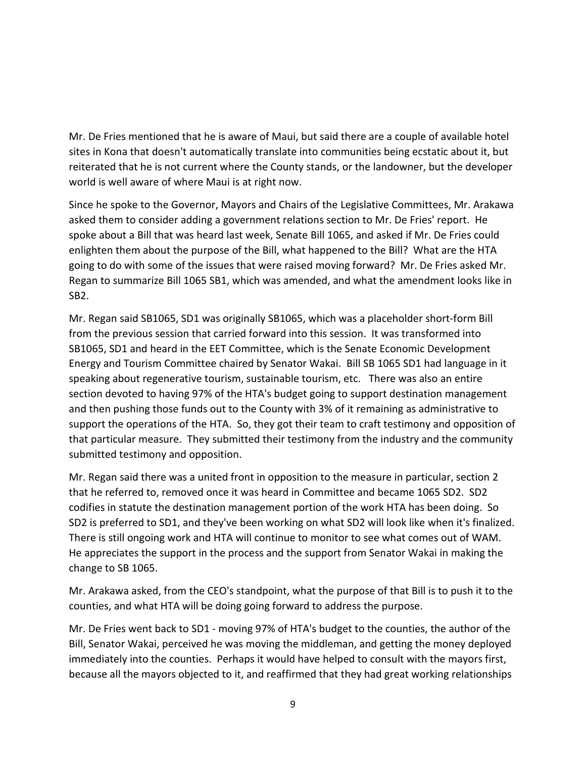Mr. De Fries mentioned that he is aware of Maui, but said there are a couple of available hotel sites in Kona that doesn't automatically translate into communities being ecstatic about it, but reiterated that he is not current where the County stands, or the landowner, but the developer world is well aware of where Maui is at right now.

Since he spoke to the Governor, Mayors and Chairs of the Legislative Committees, Mr. Arakawa asked them to consider adding a government relations section to Mr. De Fries' report. He spoke about a Bill that was heard last week, Senate Bill 1065, and asked if Mr. De Fries could enlighten them about the purpose of the Bill, what happened to the Bill? What are the HTA going to do with some of the issues that were raised moving forward? Mr. De Fries asked Mr. Regan to summarize Bill 1065 SB1, which was amended, and what the amendment looks like in SB2.

Mr. Regan said SB1065, SD1 was originally SB1065, which was a placeholder short-form Bill from the previous session that carried forward into this session. It was transformed into SB1065, SD1 and heard in the EET Committee, which is the Senate Economic Development Energy and Tourism Committee chaired by Senator Wakai. Bill SB 1065 SD1 had language in it speaking about regenerative tourism, sustainable tourism, etc. There was also an entire section devoted to having 97% of the HTA's budget going to support destination management and then pushing those funds out to the County with 3% of it remaining as administrative to support the operations of the HTA. So, they got their team to craft testimony and opposition of that particular measure. They submitted their testimony from the industry and the community submitted testimony and opposition.

Mr. Regan said there was a united front in opposition to the measure in particular, section 2 that he referred to, removed once it was heard in Committee and became 1065 SD2. SD2 codifies in statute the destination management portion of the work HTA has been doing. So SD2 is preferred to SD1, and they've been working on what SD2 will look like when it's finalized. There is still ongoing work and HTA will continue to monitor to see what comes out of WAM. He appreciates the support in the process and the support from Senator Wakai in making the change to SB 1065.

Mr. Arakawa asked, from the CEO's standpoint, what the purpose of that Bill is to push it to the counties, and what HTA will be doing going forward to address the purpose.

Mr. De Fries went back to SD1 - moving 97% of HTA's budget to the counties, the author of the Bill, Senator Wakai, perceived he was moving the middleman, and getting the money deployed immediately into the counties. Perhaps it would have helped to consult with the mayors first, because all the mayors objected to it, and reaffirmed that they had great working relationships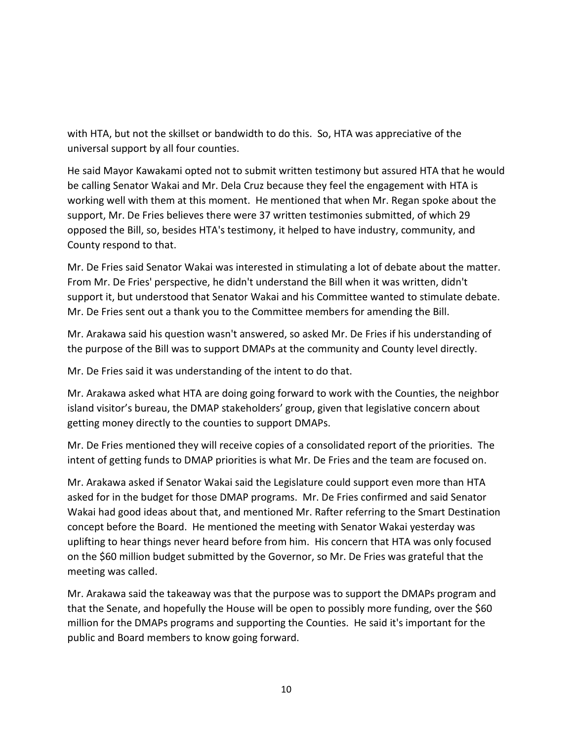with HTA, but not the skillset or bandwidth to do this. So, HTA was appreciative of the universal support by all four counties.

He said Mayor Kawakami opted not to submit written testimony but assured HTA that he would be calling Senator Wakai and Mr. Dela Cruz because they feel the engagement with HTA is working well with them at this moment. He mentioned that when Mr. Regan spoke about the support, Mr. De Fries believes there were 37 written testimonies submitted, of which 29 opposed the Bill, so, besides HTA's testimony, it helped to have industry, community, and County respond to that.

Mr. De Fries said Senator Wakai was interested in stimulating a lot of debate about the matter. From Mr. De Fries' perspective, he didn't understand the Bill when it was written, didn't support it, but understood that Senator Wakai and his Committee wanted to stimulate debate. Mr. De Fries sent out a thank you to the Committee members for amending the Bill.

Mr. Arakawa said his question wasn't answered, so asked Mr. De Fries if his understanding of the purpose of the Bill was to support DMAPs at the community and County level directly.

Mr. De Fries said it was understanding of the intent to do that.

Mr. Arakawa asked what HTA are doing going forward to work with the Counties, the neighbor island visitor's bureau, the DMAP stakeholders' group, given that legislative concern about getting money directly to the counties to support DMAPs.

Mr. De Fries mentioned they will receive copies of a consolidated report of the priorities. The intent of getting funds to DMAP priorities is what Mr. De Fries and the team are focused on.

Mr. Arakawa asked if Senator Wakai said the Legislature could support even more than HTA asked for in the budget for those DMAP programs. Mr. De Fries confirmed and said Senator Wakai had good ideas about that, and mentioned Mr. Rafter referring to the Smart Destination concept before the Board. He mentioned the meeting with Senator Wakai yesterday was uplifting to hear things never heard before from him. His concern that HTA was only focused on the $60 million budget submitted by the Governor, so Mr. De Fries was grateful that the meeting was called.

Mr. Arakawa said the takeaway was that the purpose was to support the DMAPs program and that the Senate, and hopefully the House will be open to possibly more funding, over the $60 million for the DMAPs programs and supporting the Counties. He said it's important for the public and Board members to know going forward.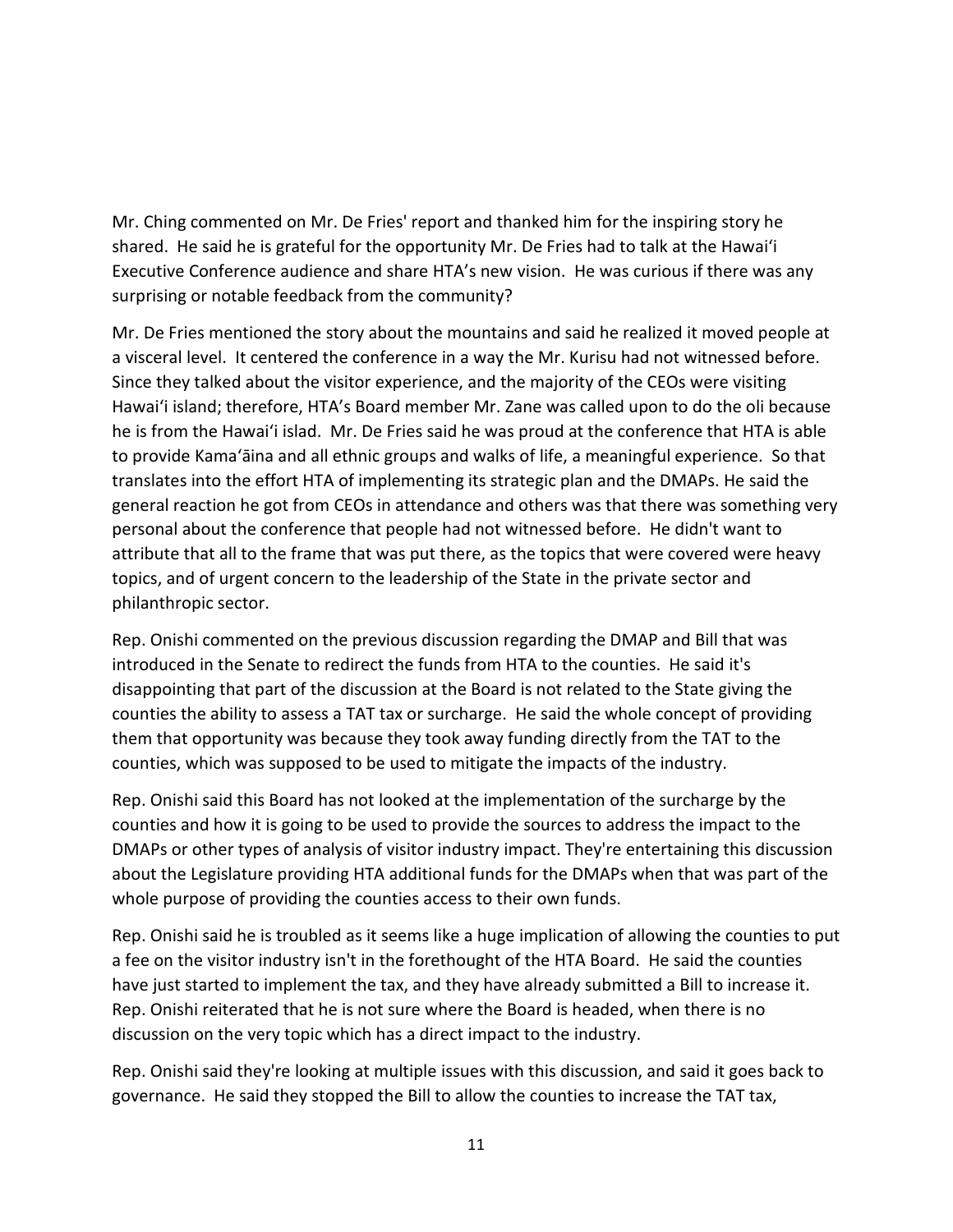Mr. Ching commented on Mr. De Fries' report and thanked him for the inspiring story he shared. He said he is grateful for the opportunity Mr. De Fries had to talk at the Hawaiʻi Executive Conference audience and share HTA's new vision. He was curious if there was any surprising or notable feedback from the community?

Mr. De Fries mentioned the story about the mountains and said he realized it moved people at a visceral level. It centered the conference in a way the Mr. Kurisu had not witnessed before. Since they talked about the visitor experience, and the majority of the CEOs were visiting Hawaiʻi island; therefore, HTA's Board member Mr. Zane was called upon to do the oli because he is from the Hawaiʻi islad. Mr. De Fries said he was proud at the conference that HTA is able to provide Kamaʻāina and all ethnic groups and walks of life, a meaningful experience. So that translates into the effort HTA of implementing its strategic plan and the DMAPs. He said the general reaction he got from CEOs in attendance and others was that there was something very personal about the conference that people had not witnessed before. He didn't want to attribute that all to the frame that was put there, as the topics that were covered were heavy topics, and of urgent concern to the leadership of the State in the private sector and philanthropic sector.

Rep. Onishi commented on the previous discussion regarding the DMAP and Bill that was introduced in the Senate to redirect the funds from HTA to the counties. He said it's disappointing that part of the discussion at the Board is not related to the State giving the counties the ability to assess a TAT tax or surcharge. He said the whole concept of providing them that opportunity was because they took away funding directly from the TAT to the counties, which was supposed to be used to mitigate the impacts of the industry.

Rep. Onishi said this Board has not looked at the implementation of the surcharge by the counties and how it is going to be used to provide the sources to address the impact to the DMAPs or other types of analysis of visitor industry impact. They're entertaining this discussion about the Legislature providing HTA additional funds for the DMAPs when that was part of the whole purpose of providing the counties access to their own funds.

Rep. Onishi said he is troubled as it seems like a huge implication of allowing the counties to put a fee on the visitor industry isn't in the forethought of the HTA Board. He said the counties have just started to implement the tax, and they have already submitted a Bill to increase it. Rep. Onishi reiterated that he is not sure where the Board is headed, when there is no discussion on the very topic which has a direct impact to the industry.

Rep. Onishi said they're looking at multiple issues with this discussion, and said it goes back to governance. He said they stopped the Bill to allow the counties to increase the TAT tax,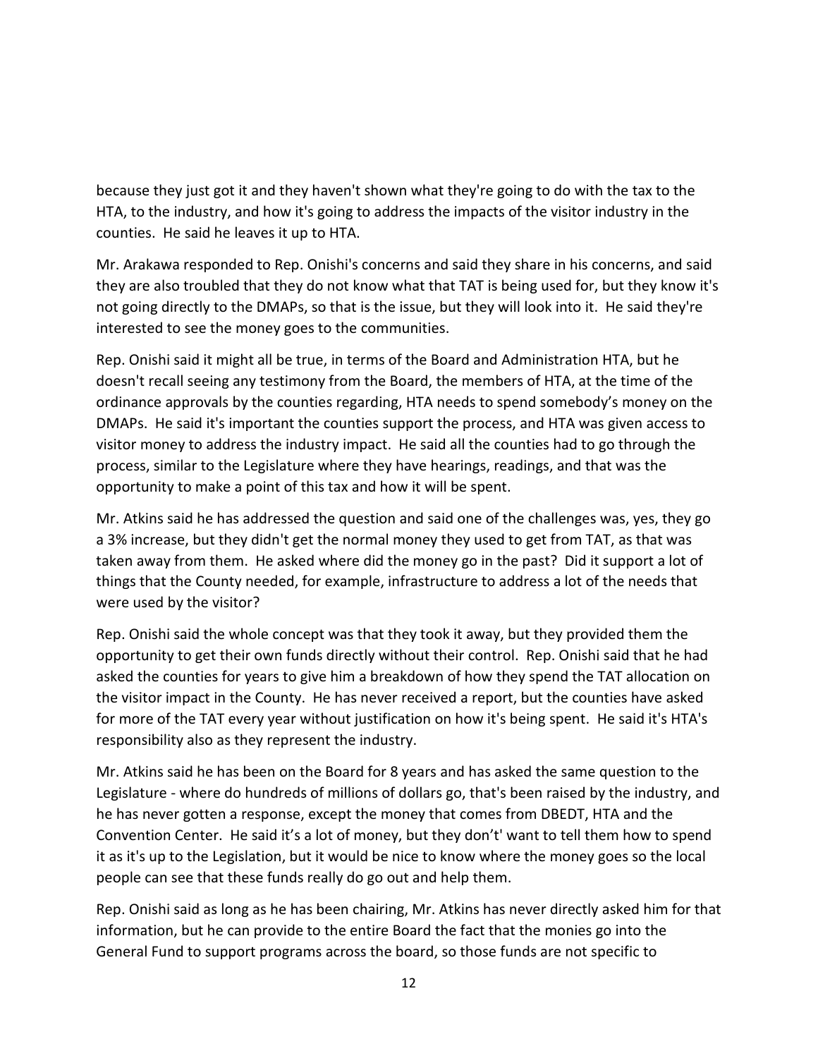because they just got it and they haven't shown what they're going to do with the tax to the HTA, to the industry, and how it's going to address the impacts of the visitor industry in the counties. He said he leaves it up to HTA.

Mr. Arakawa responded to Rep. Onishi's concerns and said they share in his concerns, and said they are also troubled that they do not know what that TAT is being used for, but they know it's not going directly to the DMAPs, so that is the issue, but they will look into it. He said they're interested to see the money goes to the communities.

Rep. Onishi said it might all be true, in terms of the Board and Administration HTA, but he doesn't recall seeing any testimony from the Board, the members of HTA, at the time of the ordinance approvals by the counties regarding, HTA needs to spend somebody's money on the DMAPs. He said it's important the counties support the process, and HTA was given access to visitor money to address the industry impact. He said all the counties had to go through the process, similar to the Legislature where they have hearings, readings, and that was the opportunity to make a point of this tax and how it will be spent.

Mr. Atkins said he has addressed the question and said one of the challenges was, yes, they go a 3% increase, but they didn't get the normal money they used to get from TAT, as that was taken away from them. He asked where did the money go in the past? Did it support a lot of things that the County needed, for example, infrastructure to address a lot of the needs that were used by the visitor?

Rep. Onishi said the whole concept was that they took it away, but they provided them the opportunity to get their own funds directly without their control. Rep. Onishi said that he had asked the counties for years to give him a breakdown of how they spend the TAT allocation on the visitor impact in the County. He has never received a report, but the counties have asked for more of the TAT every year without justification on how it's being spent. He said it's HTA's responsibility also as they represent the industry.

Mr. Atkins said he has been on the Board for 8 years and has asked the same question to the Legislature - where do hundreds of millions of dollars go, that's been raised by the industry, and he has never gotten a response, except the money that comes from DBEDT, HTA and the Convention Center. He said it's a lot of money, but they don't' want to tell them how to spend it as it's up to the Legislation, but it would be nice to know where the money goes so the local people can see that these funds really do go out and help them.

Rep. Onishi said as long as he has been chairing, Mr. Atkins has never directly asked him for that information, but he can provide to the entire Board the fact that the monies go into the General Fund to support programs across the board, so those funds are not specific to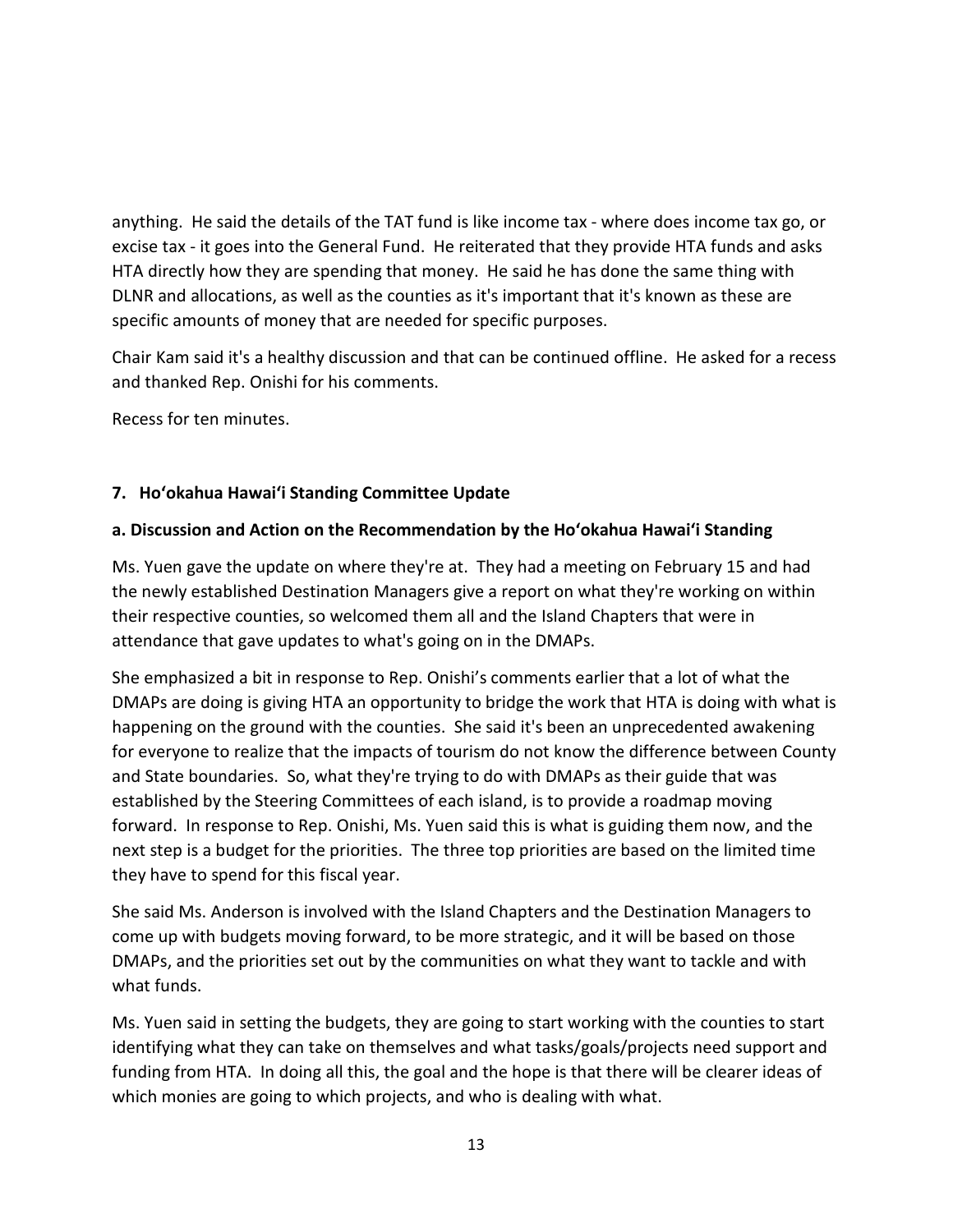anything. He said the details of the TAT fund is like income tax - where does income tax go, or excise tax - it goes into the General Fund. He reiterated that they provide HTA funds and asks HTA directly how they are spending that money. He said he has done the same thing with DLNR and allocations, as well as the counties as it's important that it's known as these are specific amounts of money that are needed for specific purposes.

Chair Kam said it's a healthy discussion and that can be continued offline. He asked for a recess and thanked Rep. Onishi for his comments.

Recess for ten minutes.

**7. Ho'okahua Hawai'i Standing Committee Update**

**a. Discussion and Action on the Recommendation by the Ho'okahua Hawai'i Standing**

Ms. Yuen gave the update on where they're at. They had a meeting on February 15 and had the newly established Destination Managers give a report on what they're working on within their respective counties, so welcomed them all and the Island Chapters that were in attendance that gave updates to what's going on in the DMAPs.

She emphasized a bit in response to Rep. Onishi's comments earlier that a lot of what the DMAPs are doing is giving HTA an opportunity to bridge the work that HTA is doing with what is happening on the ground with the counties. She said it's been an unprecedented awakening for everyone to realize that the impacts of tourism do not know the difference between County and State boundaries. So, what they're trying to do with DMAPs as their guide that was established by the Steering Committees of each island, is to provide a roadmap moving forward. In response to Rep. Onishi, Ms. Yuen said this is what is guiding them now, and the next step is a budget for the priorities. The three top priorities are based on the limited time they have to spend for this fiscal year.

She said Ms. Anderson is involved with the Island Chapters and the Destination Managers to come up with budgets moving forward, to be more strategic, and it will be based on those DMAPs, and the priorities set out by the communities on what they want to tackle and with what funds.

Ms. Yuen said in setting the budgets, they are going to start working with the counties to start identifying what they can take on themselves and what tasks/goals/projects need support and funding from HTA. In doing all this, the goal and the hope is that there will be clearer ideas of which monies are going to which projects, and who is dealing with what.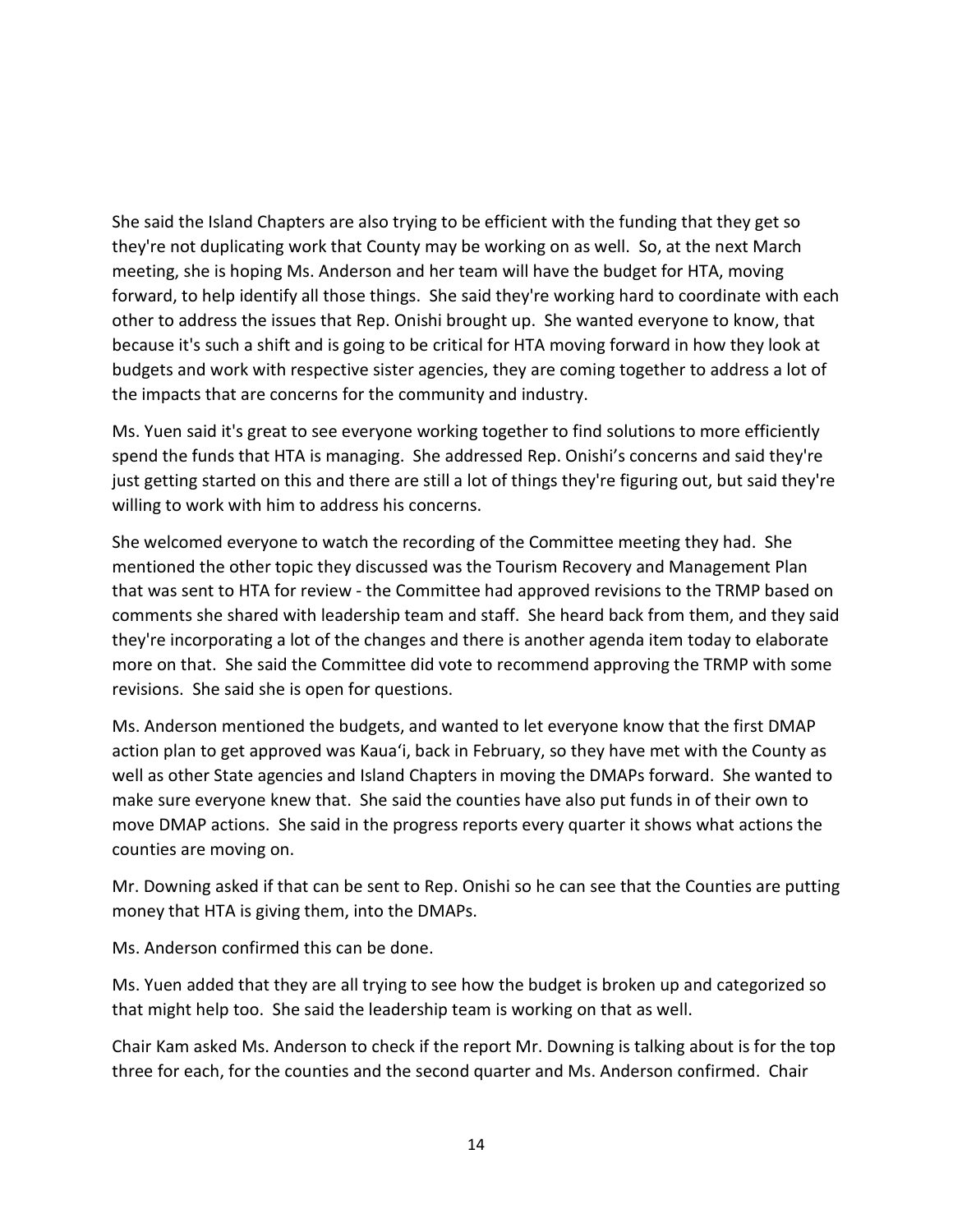She said the Island Chapters are also trying to be efficient with the funding that they get so they're not duplicating work that County may be working on as well. So, at the next March meeting, she is hoping Ms. Anderson and her team will have the budget for HTA, moving forward, to help identify all those things. She said they're working hard to coordinate with each other to address the issues that Rep. Onishi brought up. She wanted everyone to know, that because it's such a shift and is going to be critical for HTA moving forward in how they look at budgets and work with respective sister agencies, they are coming together to address a lot of the impacts that are concerns for the community and industry.

Ms. Yuen said it's great to see everyone working together to find solutions to more efficiently spend the funds that HTA is managing. She addressed Rep. Onishi's concerns and said they're just getting started on this and there are still a lot of things they're figuring out, but said they're willing to work with him to address his concerns.

She welcomed everyone to watch the recording of the Committee meeting they had. She mentioned the other topic they discussed was the Tourism Recovery and Management Plan that was sent to HTA for review - the Committee had approved revisions to the TRMP based on comments she shared with leadership team and staff. She heard back from them, and they said they're incorporating a lot of the changes and there is another agenda item today to elaborate more on that. She said the Committee did vote to recommend approving the TRMP with some revisions. She said she is open for questions.

Ms. Anderson mentioned the budgets, and wanted to let everyone know that the first DMAP action plan to get approved was Kauaʻi, back in February, so they have met with the County as well as other State agencies and Island Chapters in moving the DMAPs forward. She wanted to make sure everyone knew that. She said the counties have also put funds in of their own to move DMAP actions. She said in the progress reports every quarter it shows what actions the counties are moving on.

Mr. Downing asked if that can be sent to Rep. Onishi so he can see that the Counties are putting money that HTA is giving them, into the DMAPs.

Ms. Anderson confirmed this can be done.

Ms. Yuen added that they are all trying to see how the budget is broken up and categorized so that might help too. She said the leadership team is working on that as well.

Chair Kam asked Ms. Anderson to check if the report Mr. Downing is talking about is for the top three for each, for the counties and the second quarter and Ms. Anderson confirmed. Chair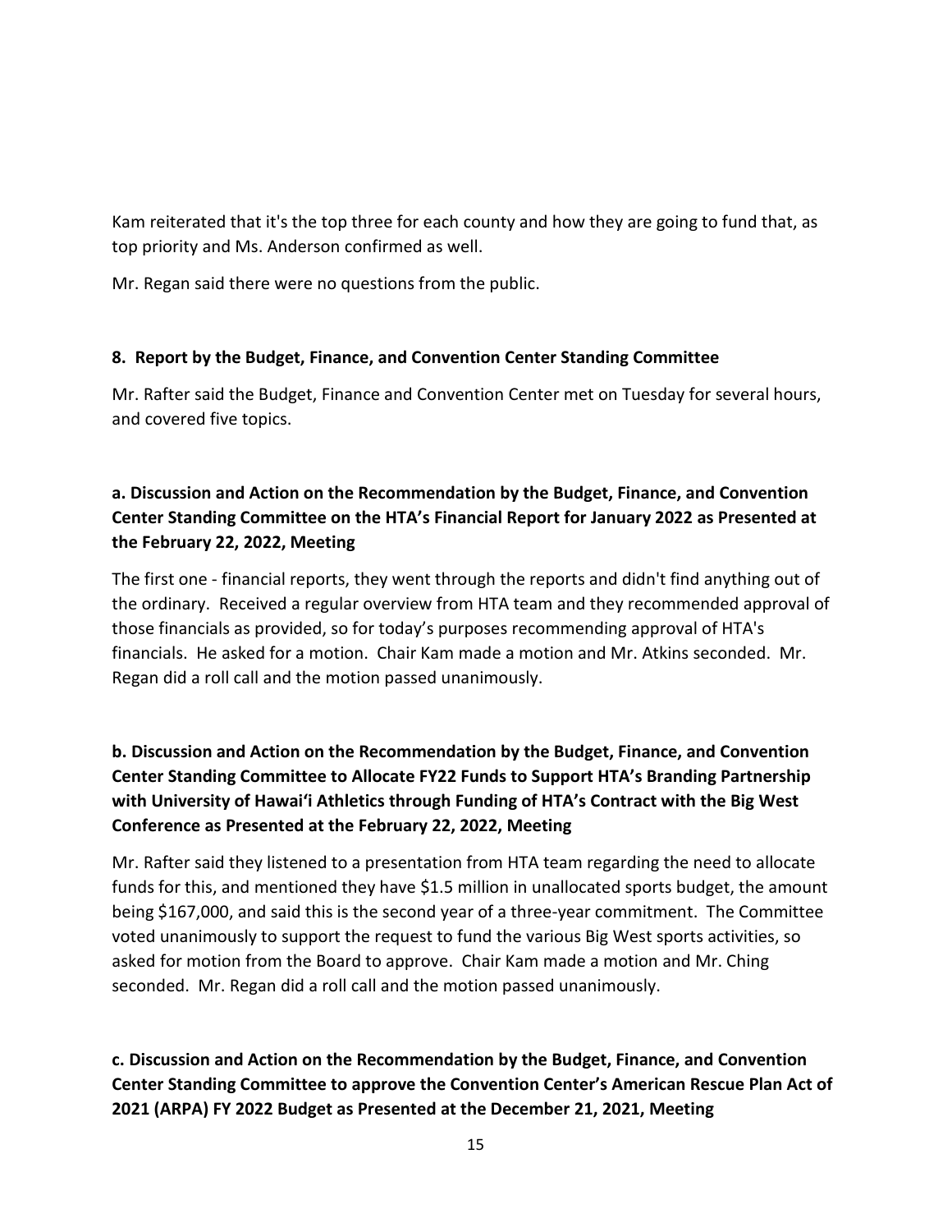Kam reiterated that it's the top three for each county and how they are going to fund that, as top priority and Ms. Anderson confirmed as well.

Mr. Regan said there were no questions from the public.

**8. Report by the Budget, Finance, and Convention Center Standing Committee**

Mr. Rafter said the Budget, Finance and Convention Center met on Tuesday for several hours, and covered five topics.

**a. Discussion and Action on the Recommendation by the Budget, Finance, and Convention Center Standing Committee on the HTA's Financial Report for January 2022 as Presented at the February 22, 2022, Meeting**

The first one - financial reports, they went through the reports and didn't find anything out of the ordinary. Received a regular overview from HTA team and they recommended approval of those financials as provided, so for today's purposes recommending approval of HTA's financials. He asked for a motion. Chair Kam made a motion and Mr. Atkins seconded. Mr. Regan did a roll call and the motion passed unanimously.

**b. Discussion and Action on the Recommendation by the Budget, Finance, and Convention Center Standing Committee to Allocate FY22 Funds to Support HTA's Branding Partnership with University of Hawaiʻi Athletics through Funding of HTA's Contract with the Big West Conference as Presented at the February 22, 2022, Meeting**

Mr. Rafter said they listened to a presentation from HTA team regarding the need to allocate funds for this, and mentioned they have $1.5 million in unallocated sports budget, the amount being $167,000, and said this is the second year of a three-year commitment. The Committee voted unanimously to support the request to fund the various Big West sports activities, so asked for motion from the Board to approve. Chair Kam made a motion and Mr. Ching seconded. Mr. Regan did a roll call and the motion passed unanimously.

**c. Discussion and Action on the Recommendation by the Budget, Finance, and Convention Center Standing Committee to approve the Convention Center's American Rescue Plan Act of 2021 (ARPA) FY 2022 Budget as Presented at the December 21, 2021, Meeting**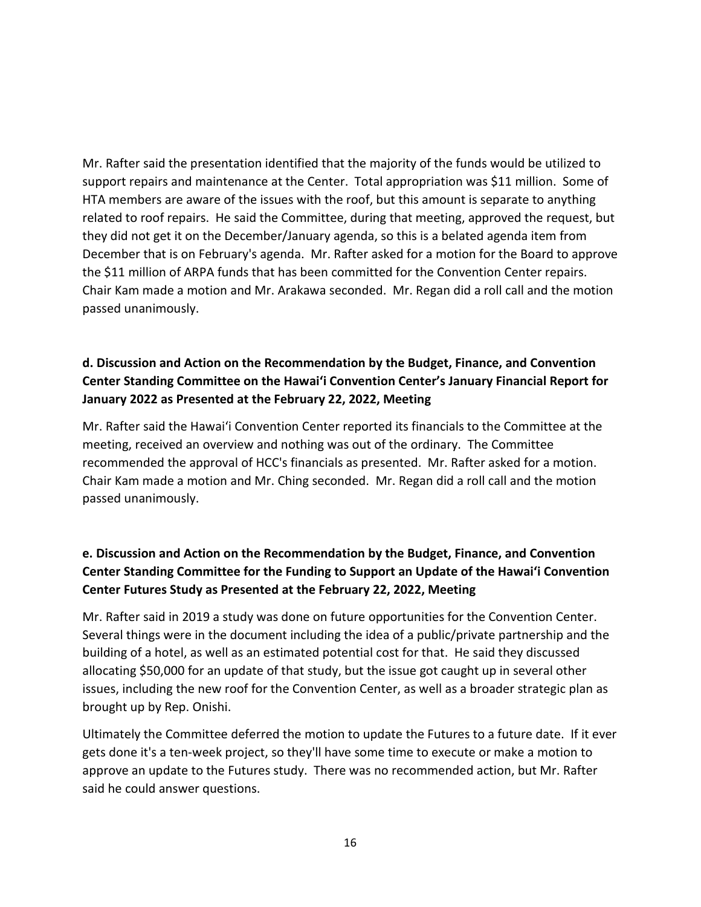Mr. Rafter said the presentation identified that the majority of the funds would be utilized to support repairs and maintenance at the Center. Total appropriation was $11 million. Some of HTA members are aware of the issues with the roof, but this amount is separate to anything related to roof repairs. He said the Committee, during that meeting, approved the request, but they did not get it on the December/January agenda, so this is a belated agenda item from December that is on February's agenda. Mr. Rafter asked for a motion for the Board to approve the $11 million of ARPA funds that has been committed for the Convention Center repairs. Chair Kam made a motion and Mr. Arakawa seconded. Mr. Regan did a roll call and the motion passed unanimously.

**d. Discussion and Action on the Recommendation by the Budget, Finance, and Convention Center Standing Committee on the Hawaiʻi Convention Center's January Financial Report for January 2022 as Presented at the February 22, 2022, Meeting**

Mr. Rafter said the Hawaiʻi Convention Center reported its financials to the Committee at the meeting, received an overview and nothing was out of the ordinary. The Committee recommended the approval of HCC's financials as presented. Mr. Rafter asked for a motion. Chair Kam made a motion and Mr. Ching seconded. Mr. Regan did a roll call and the motion passed unanimously.

**e. Discussion and Action on the Recommendation by the Budget, Finance, and Convention Center Standing Committee for the Funding to Support an Update of the Hawaiʻi Convention Center Futures Study as Presented at the February 22, 2022, Meeting**

Mr. Rafter said in 2019 a study was done on future opportunities for the Convention Center. Several things were in the document including the idea of a public/private partnership and the building of a hotel, as well as an estimated potential cost for that. He said they discussed allocating $50,000 for an update of that study, but the issue got caught up in several other issues, including the new roof for the Convention Center, as well as a broader strategic plan as brought up by Rep. Onishi.

Ultimately the Committee deferred the motion to update the Futures to a future date. If it ever gets done it's a ten-week project, so they'll have some time to execute or make a motion to approve an update to the Futures study. There was no recommended action, but Mr. Rafter said he could answer questions.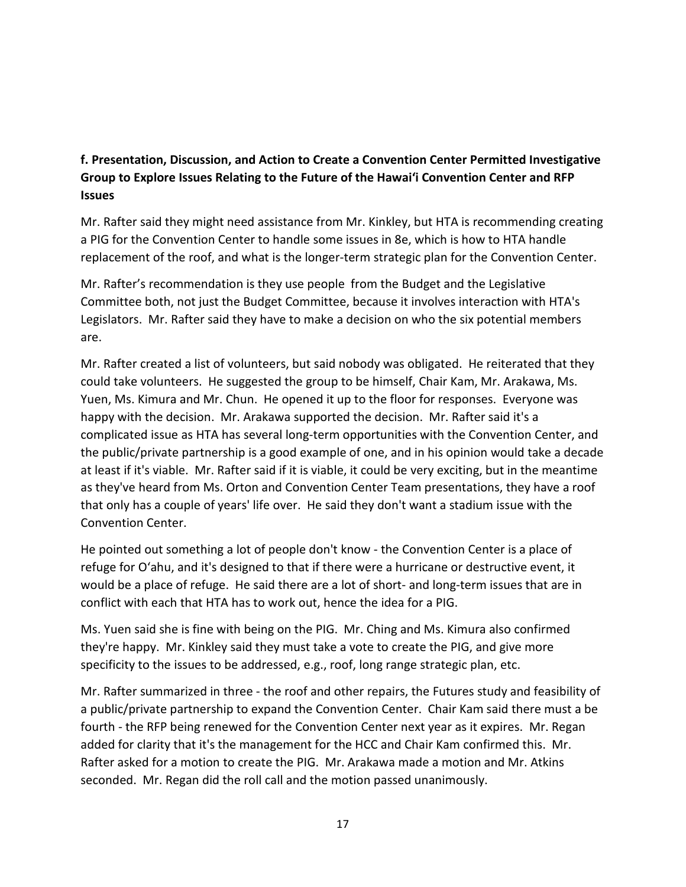**f. Presentation, Discussion, and Action to Create a Convention Center Permitted Investigative Group to Explore Issues Relating to the Future of the Hawaiʻi Convention Center and RFP Issues**

Mr. Rafter said they might need assistance from Mr. Kinkley, but HTA is recommending creating a PIG for the Convention Center to handle some issues in 8e, which is how to HTA handle replacement of the roof, and what is the longer-term strategic plan for the Convention Center.

Mr. Rafter's recommendation is they use people from the Budget and the Legislative Committee both, not just the Budget Committee, because it involves interaction with HTA's Legislators. Mr. Rafter said they have to make a decision on who the six potential members are.

Mr. Rafter created a list of volunteers, but said nobody was obligated. He reiterated that they could take volunteers. He suggested the group to be himself, Chair Kam, Mr. Arakawa, Ms. Yuen, Ms. Kimura and Mr. Chun. He opened it up to the floor for responses. Everyone was happy with the decision. Mr. Arakawa supported the decision. Mr. Rafter said it's a complicated issue as HTA has several long-term opportunities with the Convention Center, and the public/private partnership is a good example of one, and in his opinion would take a decade at least if it's viable. Mr. Rafter said if it is viable, it could be very exciting, but in the meantime as they've heard from Ms. Orton and Convention Center Team presentations, they have a roof that only has a couple of years' life over. He said they don't want a stadium issue with the Convention Center.

He pointed out something a lot of people don't know - the Convention Center is a place of refuge for Oʻahu, and it's designed to that if there were a hurricane or destructive event, it would be a place of refuge. He said there are a lot of short- and long-term issues that are in conflict with each that HTA has to work out, hence the idea for a PIG.

Ms. Yuen said she is fine with being on the PIG. Mr. Ching and Ms. Kimura also confirmed they're happy. Mr. Kinkley said they must take a vote to create the PIG, and give more specificity to the issues to be addressed, e.g., roof, long range strategic plan, etc.

Mr. Rafter summarized in three - the roof and other repairs, the Futures study and feasibility of a public/private partnership to expand the Convention Center. Chair Kam said there must a be fourth - the RFP being renewed for the Convention Center next year as it expires. Mr. Regan added for clarity that it's the management for the HCC and Chair Kam confirmed this. Mr. Rafter asked for a motion to create the PIG. Mr. Arakawa made a motion and Mr. Atkins seconded. Mr. Regan did the roll call and the motion passed unanimously.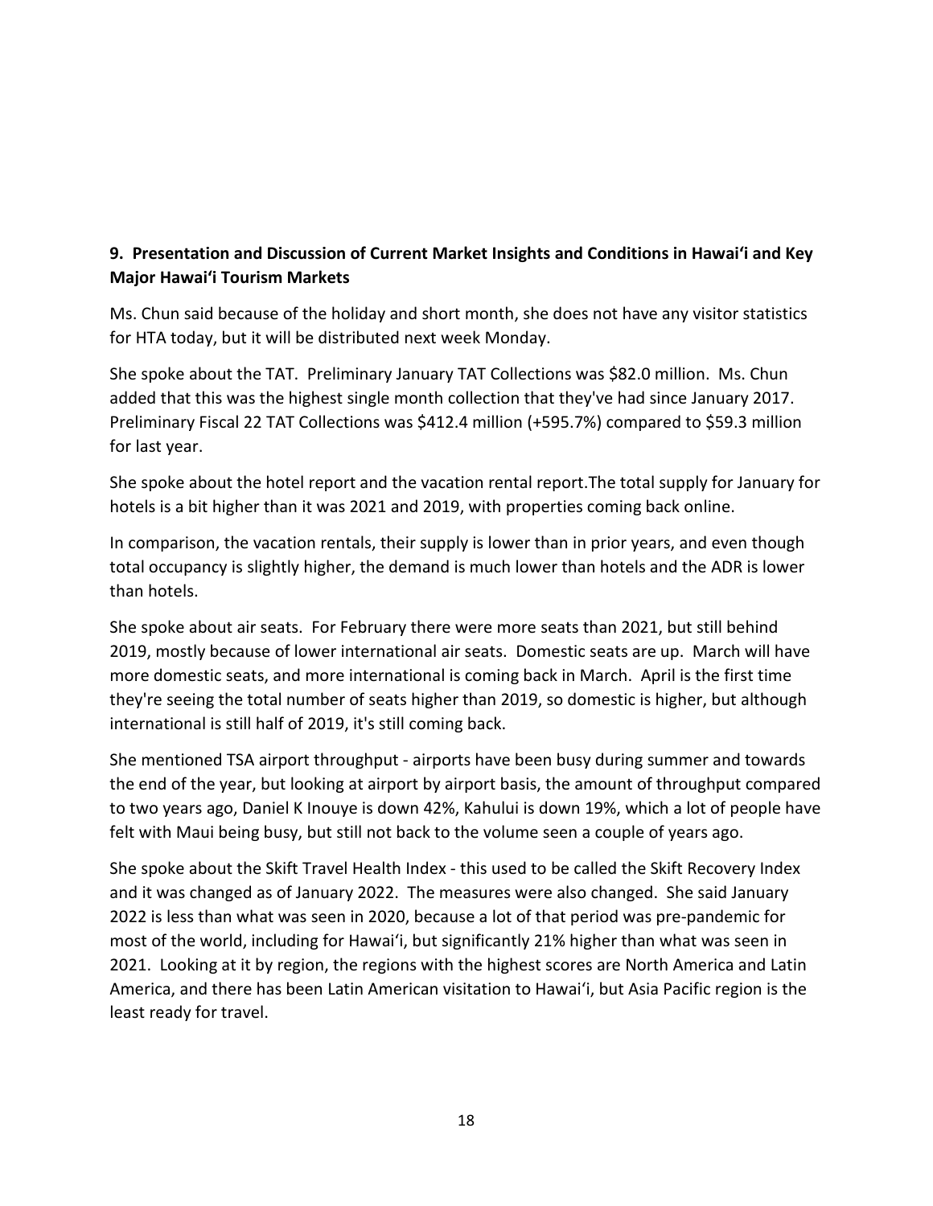**9. Presentation and Discussion of Current Market Insights and Conditions in Hawaiʻi and Key Major Hawaiʻi Tourism Markets**

Ms. Chun said because of the holiday and short month, she does not have any visitor statistics for HTA today, but it will be distributed next week Monday.

She spoke about the TAT. Preliminary January TAT Collections was $82.0 million. Ms. Chun added that this was the highest single month collection that they've had since January 2017. Preliminary Fiscal 22 TAT Collections was $412.4 million (+595.7%) compared to $59.3 million for last year.

She spoke about the hotel report and the vacation rental report.The total supply for January for hotels is a bit higher than it was 2021 and 2019, with properties coming back online.

In comparison, the vacation rentals, their supply is lower than in prior years, and even though total occupancy is slightly higher, the demand is much lower than hotels and the ADR is lower than hotels.

She spoke about air seats. For February there were more seats than 2021, but still behind 2019, mostly because of lower international air seats. Domestic seats are up. March will have more domestic seats, and more international is coming back in March. April is the first time they're seeing the total number of seats higher than 2019, so domestic is higher, but although international is still half of 2019, it's still coming back.

She mentioned TSA airport throughput - airports have been busy during summer and towards the end of the year, but looking at airport by airport basis, the amount of throughput compared to two years ago, Daniel K Inouye is down 42%, Kahului is down 19%, which a lot of people have felt with Maui being busy, but still not back to the volume seen a couple of years ago.

She spoke about the Skift Travel Health Index - this used to be called the Skift Recovery Index and it was changed as of January 2022. The measures were also changed. She said January 2022 is less than what was seen in 2020, because a lot of that period was pre-pandemic for most of the world, including for Hawaiʻi, but significantly 21% higher than what was seen in 2021. Looking at it by region, the regions with the highest scores are North America and Latin America, and there has been Latin American visitation to Hawaiʻi, but Asia Pacific region is the least ready for travel.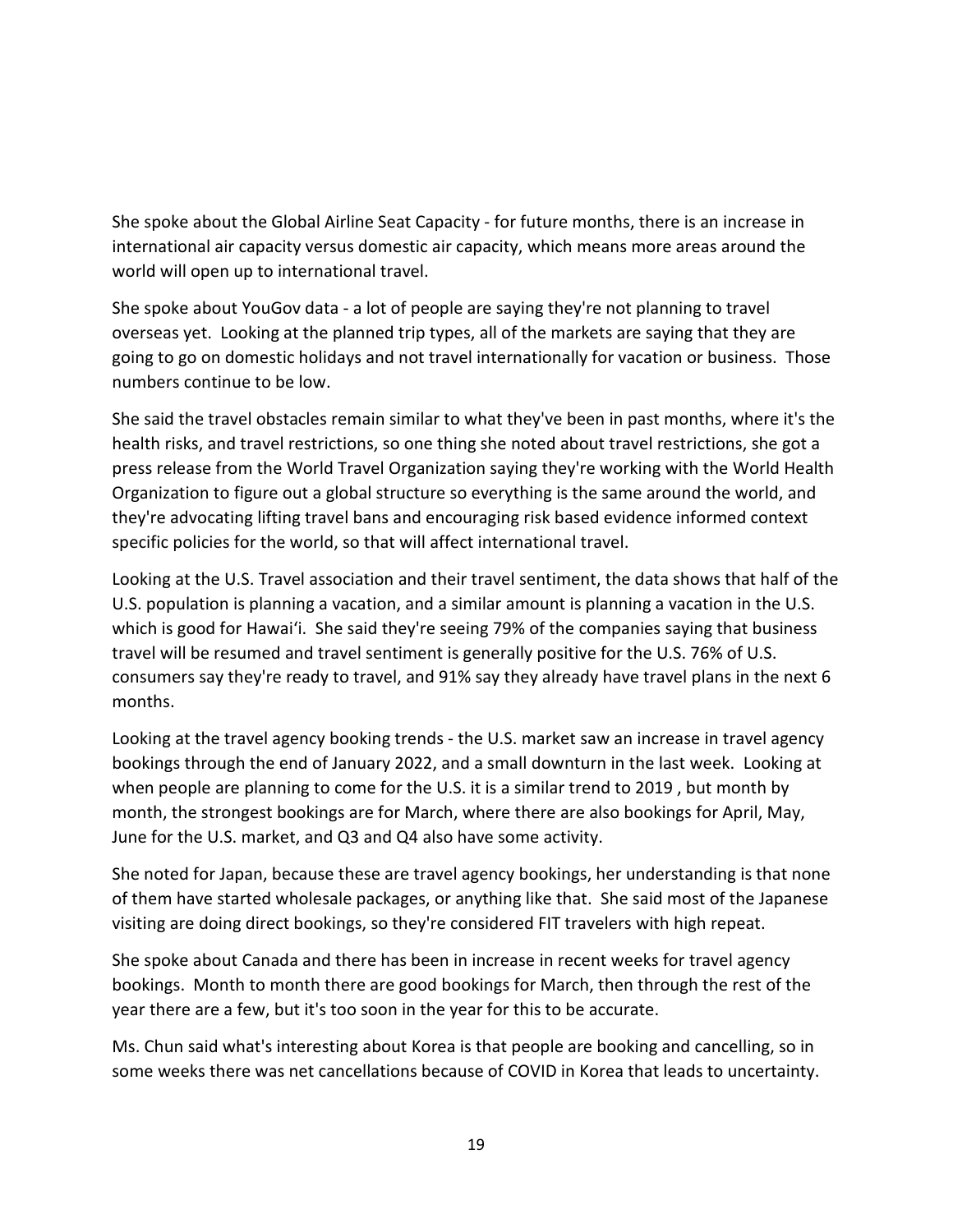She spoke about the Global Airline Seat Capacity - for future months, there is an increase in international air capacity versus domestic air capacity, which means more areas around the world will open up to international travel.

She spoke about YouGov data - a lot of people are saying they're not planning to travel overseas yet. Looking at the planned trip types, all of the markets are saying that they are going to go on domestic holidays and not travel internationally for vacation or business. Those numbers continue to be low.

She said the travel obstacles remain similar to what they've been in past months, where it's the health risks, and travel restrictions, so one thing she noted about travel restrictions, she got a press release from the World Travel Organization saying they're working with the World Health Organization to figure out a global structure so everything is the same around the world, and they're advocating lifting travel bans and encouraging risk based evidence informed context specific policies for the world, so that will affect international travel.

Looking at the U.S. Travel association and their travel sentiment, the data shows that half of the U.S. population is planning a vacation, and a similar amount is planning a vacation in the U.S. which is good for Hawaiʻi. She said they're seeing 79% of the companies saying that business travel will be resumed and travel sentiment is generally positive for the U.S. 76% of U.S. consumers say they're ready to travel, and 91% say they already have travel plans in the next 6 months.

Looking at the travel agency booking trends - the U.S. market saw an increase in travel agency bookings through the end of January 2022, and a small downturn in the last week. Looking at when people are planning to come for the U.S. it is a similar trend to 2019 , but month by month, the strongest bookings are for March, where there are also bookings for April, May, June for the U.S. market, and Q3 and Q4 also have some activity.

She noted for Japan, because these are travel agency bookings, her understanding is that none of them have started wholesale packages, or anything like that. She said most of the Japanese visiting are doing direct bookings, so they're considered FIT travelers with high repeat.

She spoke about Canada and there has been in increase in recent weeks for travel agency bookings. Month to month there are good bookings for March, then through the rest of the year there are a few, but it's too soon in the year for this to be accurate.

Ms. Chun said what's interesting about Korea is that people are booking and cancelling, so in some weeks there was net cancellations because of COVID in Korea that leads to uncertainty.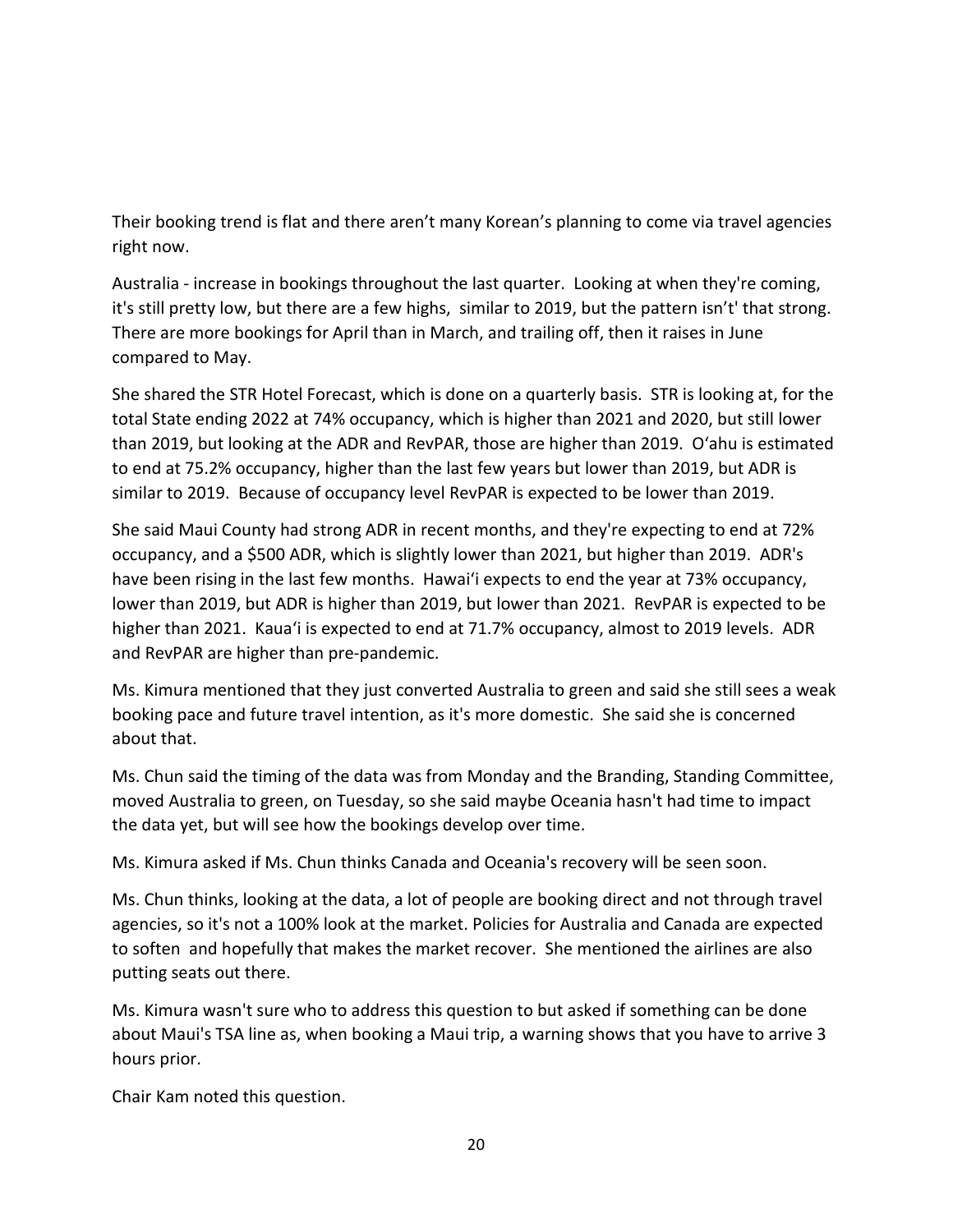Their booking trend is flat and there aren't many Korean's planning to come via travel agencies right now.

Australia - increase in bookings throughout the last quarter. Looking at when they're coming, it's still pretty low, but there are a few highs, similar to 2019, but the pattern isn't' that strong. There are more bookings for April than in March, and trailing off, then it raises in June compared to May.

She shared the STR Hotel Forecast, which is done on a quarterly basis. STR is looking at, for the total State ending 2022 at 74% occupancy, which is higher than 2021 and 2020, but still lower than 2019, but looking at the ADR and RevPAR, those are higher than 2019. O'ahu is estimated to end at 75.2% occupancy, higher than the last few years but lower than 2019, but ADR is similar to 2019. Because of occupancy level RevPAR is expected to be lower than 2019.

She said Maui County had strong ADR in recent months, and they're expecting to end at 72% occupancy, and a $500 ADR, which is slightly lower than 2021, but higher than 2019. ADR's have been rising in the last few months. Hawai'i expects to end the year at 73% occupancy, lower than 2019, but ADR is higher than 2019, but lower than 2021. RevPAR is expected to be higher than 2021. Kaua'i is expected to end at 71.7% occupancy, almost to 2019 levels. ADR and RevPAR are higher than pre-pandemic.

Ms. Kimura mentioned that they just converted Australia to green and said she still sees a weak booking pace and future travel intention, as it's more domestic. She said she is concerned about that.

Ms. Chun said the timing of the data was from Monday and the Branding, Standing Committee, moved Australia to green, on Tuesday, so she said maybe Oceania hasn't had time to impact the data yet, but will see how the bookings develop over time.

Ms. Kimura asked if Ms. Chun thinks Canada and Oceania's recovery will be seen soon.

Ms. Chun thinks, looking at the data, a lot of people are booking direct and not through travel agencies, so it's not a 100% look at the market. Policies for Australia and Canada are expected to soften and hopefully that makes the market recover. She mentioned the airlines are also putting seats out there.

Ms. Kimura wasn't sure who to address this question to but asked if something can be done about Maui's TSA line as, when booking a Maui trip, a warning shows that you have to arrive 3 hours prior.

Chair Kam noted this question.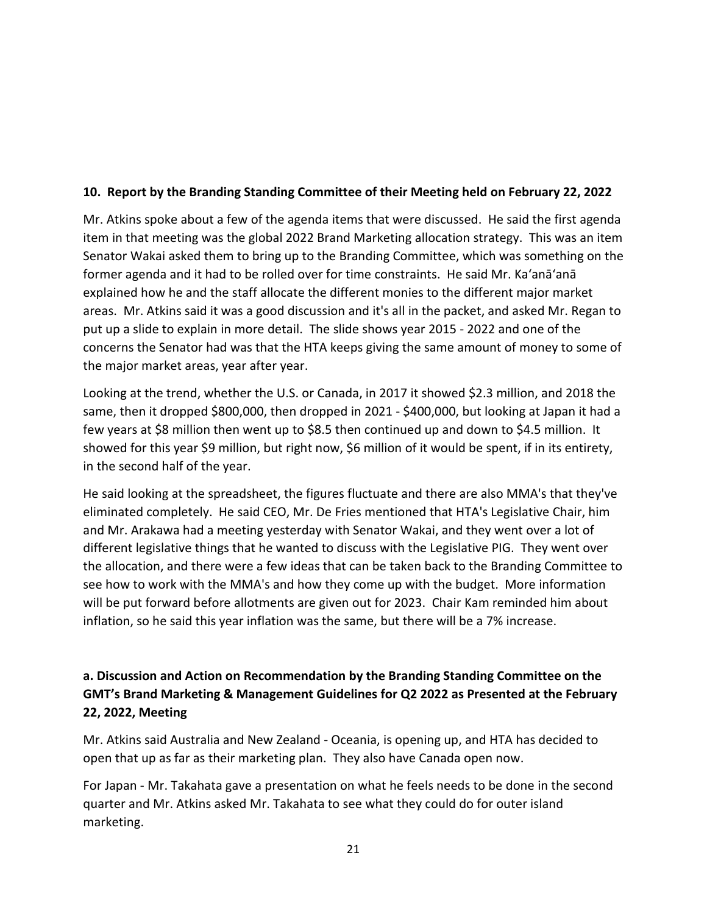**10. Report by the Branding Standing Committee of their Meeting held on February 22, 2022**

Mr. Atkins spoke about a few of the agenda items that were discussed. He said the first agenda item in that meeting was the global 2022 Brand Marketing allocation strategy. This was an item Senator Wakai asked them to bring up to the Branding Committee, which was something on the former agenda and it had to be rolled over for time constraints. He said Mr. Kaʻanāʻanā explained how he and the staff allocate the different monies to the different major market areas. Mr. Atkins said it was a good discussion and it's all in the packet, and asked Mr. Regan to put up a slide to explain in more detail. The slide shows year 2015 - 2022 and one of the concerns the Senator had was that the HTA keeps giving the same amount of money to some of the major market areas, year after year.

Looking at the trend, whether the U.S. or Canada, in 2017 it showed $2.3 million, and 2018 the same, then it dropped $800,000, then dropped in 2021 - $400,000, but looking at Japan it had a few years at $8 million then went up to $8.5 then continued up and down to $4.5 million. It showed for this year $9 million, but right now, $6 million of it would be spent, if in its entirety, in the second half of the year.

He said looking at the spreadsheet, the figures fluctuate and there are also MMA's that they've eliminated completely. He said CEO, Mr. De Fries mentioned that HTA's Legislative Chair, him and Mr. Arakawa had a meeting yesterday with Senator Wakai, and they went over a lot of different legislative things that he wanted to discuss with the Legislative PIG. They went over the allocation, and there were a few ideas that can be taken back to the Branding Committee to see how to work with the MMA's and how they come up with the budget. More information will be put forward before allotments are given out for 2023. Chair Kam reminded him about inflation, so he said this year inflation was the same, but there will be a 7% increase.

**a. Discussion and Action on Recommendation by the Branding Standing Committee on the GMT's Brand Marketing & Management Guidelines for Q2 2022 as Presented at the February 22, 2022, Meeting**

Mr. Atkins said Australia and New Zealand - Oceania, is opening up, and HTA has decided to open that up as far as their marketing plan. They also have Canada open now.

For Japan - Mr. Takahata gave a presentation on what he feels needs to be done in the second quarter and Mr. Atkins asked Mr. Takahata to see what they could do for outer island marketing.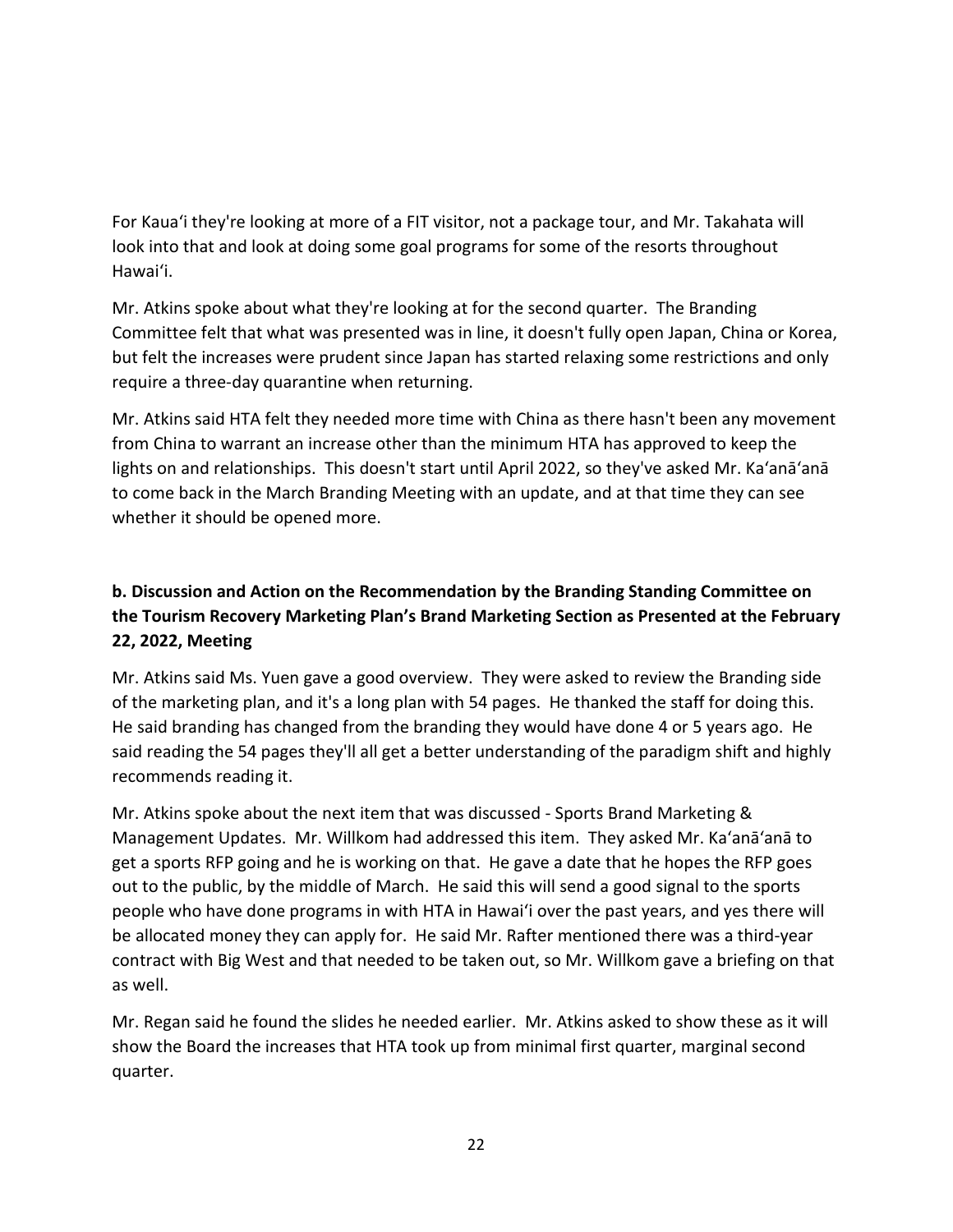For Kaua'i they're looking at more of a FIT visitor, not a package tour, and Mr. Takahata will look into that and look at doing some goal programs for some of the resorts throughout Hawai'i.

Mr. Atkins spoke about what they're looking at for the second quarter. The Branding Committee felt that what was presented was in line, it doesn't fully open Japan, China or Korea, but felt the increases were prudent since Japan has started relaxing some restrictions and only require a three-day quarantine when returning.

Mr. Atkins said HTA felt they needed more time with China as there hasn't been any movement from China to warrant an increase other than the minimum HTA has approved to keep the lights on and relationships. This doesn't start until April 2022, so they've asked Mr. Ka'anā'anā to come back in the March Branding Meeting with an update, and at that time they can see whether it should be opened more.

**b. Discussion and Action on the Recommendation by the Branding Standing Committee on the Tourism Recovery Marketing Plan's Brand Marketing Section as Presented at the February 22, 2022, Meeting**

Mr. Atkins said Ms. Yuen gave a good overview. They were asked to review the Branding side of the marketing plan, and it's a long plan with 54 pages. He thanked the staff for doing this. He said branding has changed from the branding they would have done 4 or 5 years ago. He said reading the 54 pages they'll all get a better understanding of the paradigm shift and highly recommends reading it.

Mr. Atkins spoke about the next item that was discussed - Sports Brand Marketing & Management Updates. Mr. Willkom had addressed this item. They asked Mr. Ka'anā'anā to get a sports RFP going and he is working on that. He gave a date that he hopes the RFP goes out to the public, by the middle of March. He said this will send a good signal to the sports people who have done programs in with HTA in Hawai'i over the past years, and yes there will be allocated money they can apply for. He said Mr. Rafter mentioned there was a third-year contract with Big West and that needed to be taken out, so Mr. Willkom gave a briefing on that as well.

Mr. Regan said he found the slides he needed earlier. Mr. Atkins asked to show these as it will show the Board the increases that HTA took up from minimal first quarter, marginal second quarter.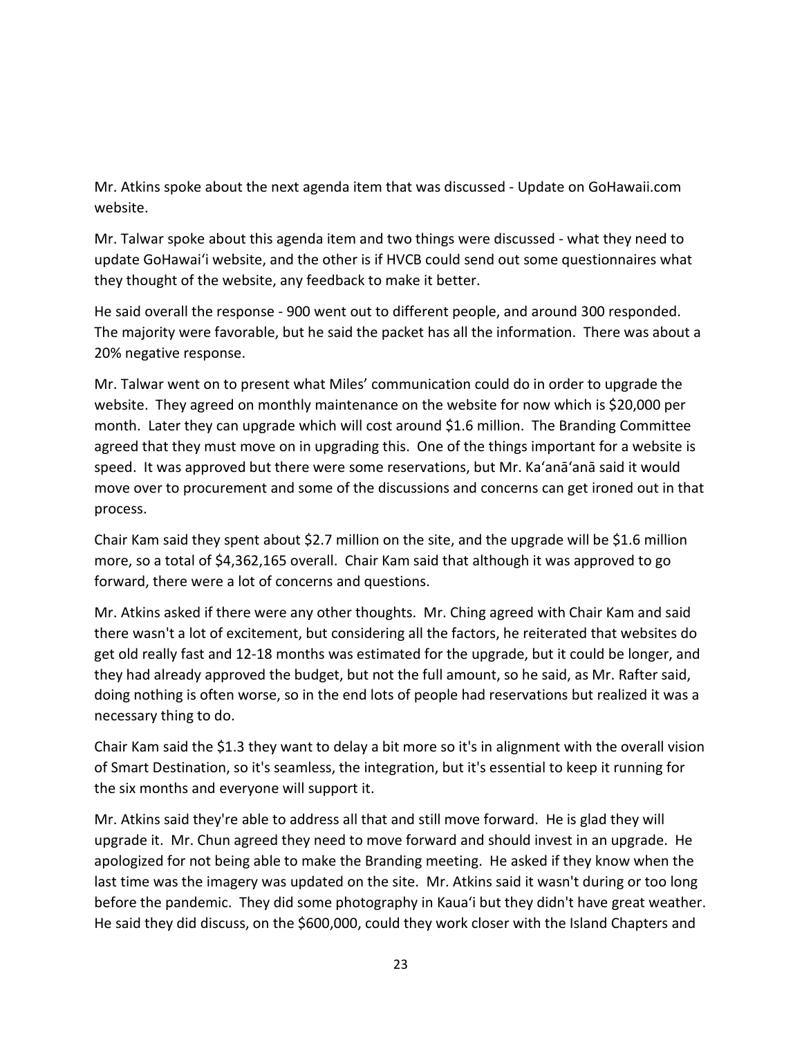Mr. Atkins spoke about the next agenda item that was discussed - Update on GoHawaii.com website.

Mr. Talwar spoke about this agenda item and two things were discussed - what they need to update GoHawaiʻi website, and the other is if HVCB could send out some questionnaires what they thought of the website, any feedback to make it better.

He said overall the response - 900 went out to different people, and around 300 responded. The majority were favorable, but he said the packet has all the information. There was about a 20% negative response.

Mr. Talwar went on to present what Miles' communication could do in order to upgrade the website. They agreed on monthly maintenance on the website for now which is $20,000 per month. Later they can upgrade which will cost around $1.6 million. The Branding Committee agreed that they must move on in upgrading this. One of the things important for a website is speed. It was approved but there were some reservations, but Mr. Kaʻanāʻanā said it would move over to procurement and some of the discussions and concerns can get ironed out in that process.

Chair Kam said they spent about $2.7 million on the site, and the upgrade will be $1.6 million more, so a total of $4,362,165 overall. Chair Kam said that although it was approved to go forward, there were a lot of concerns and questions.

Mr. Atkins asked if there were any other thoughts. Mr. Ching agreed with Chair Kam and said there wasn't a lot of excitement, but considering all the factors, he reiterated that websites do get old really fast and 12-18 months was estimated for the upgrade, but it could be longer, and they had already approved the budget, but not the full amount, so he said, as Mr. Rafter said, doing nothing is often worse, so in the end lots of people had reservations but realized it was a necessary thing to do.

Chair Kam said the $1.3 they want to delay a bit more so it's in alignment with the overall vision of Smart Destination, so it's seamless, the integration, but it's essential to keep it running for the six months and everyone will support it.

Mr. Atkins said they're able to address all that and still move forward. He is glad they will upgrade it. Mr. Chun agreed they need to move forward and should invest in an upgrade. He apologized for not being able to make the Branding meeting. He asked if they know when the last time was the imagery was updated on the site. Mr. Atkins said it wasn't during or too long before the pandemic. They did some photography in Kauaʻi but they didn't have great weather. He said they did discuss, on the $600,000, could they work closer with the Island Chapters and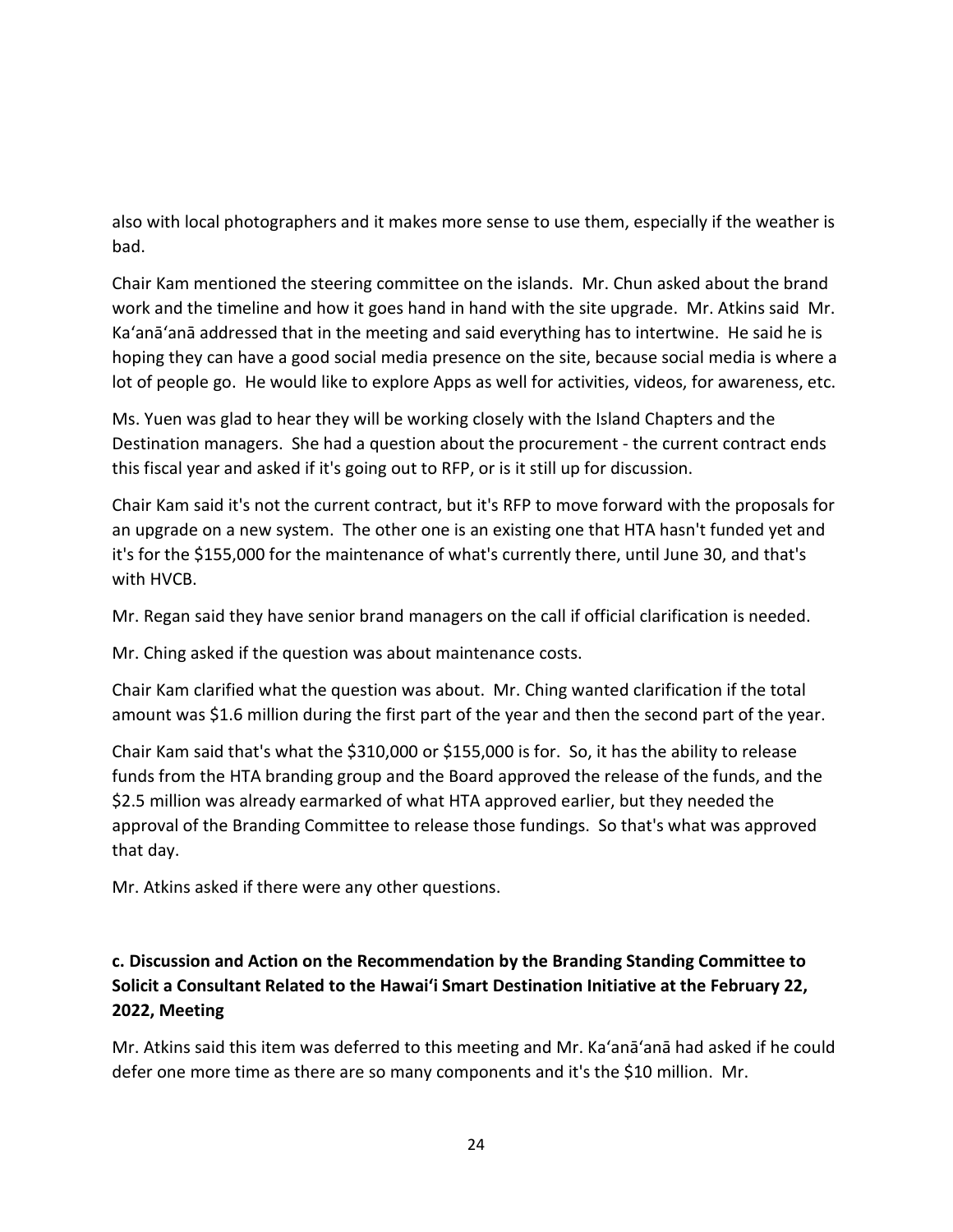also with local photographers and it makes more sense to use them, especially if the weather is bad.

Chair Kam mentioned the steering committee on the islands. Mr. Chun asked about the brand work and the timeline and how it goes hand in hand with the site upgrade. Mr. Atkins said Mr. Ka'anā'anā addressed that in the meeting and said everything has to intertwine. He said he is hoping they can have a good social media presence on the site, because social media is where a lot of people go. He would like to explore Apps as well for activities, videos, for awareness, etc.

Ms. Yuen was glad to hear they will be working closely with the Island Chapters and the Destination managers. She had a question about the procurement - the current contract ends this fiscal year and asked if it's going out to RFP, or is it still up for discussion.

Chair Kam said it's not the current contract, but it's RFP to move forward with the proposals for an upgrade on a new system. The other one is an existing one that HTA hasn't funded yet and it's for the $155,000 for the maintenance of what's currently there, until June 30, and that's with HVCB.

Mr. Regan said they have senior brand managers on the call if official clarification is needed.

Mr. Ching asked if the question was about maintenance costs.

Chair Kam clarified what the question was about. Mr. Ching wanted clarification if the total amount was $1.6 million during the first part of the year and then the second part of the year.

Chair Kam said that's what the $310,000 or $155,000 is for. So, it has the ability to release funds from the HTA branding group and the Board approved the release of the funds, and the $2.5 million was already earmarked of what HTA approved earlier, but they needed the approval of the Branding Committee to release those fundings. So that's what was approved that day.

Mr. Atkins asked if there were any other questions.

### c. Discussion and Action on the Recommendation by the Branding Standing Committee to Solicit a Consultant Related to the Hawai'i Smart Destination Initiative at the February 22, 2022, Meeting

Mr. Atkins said this item was deferred to this meeting and Mr. Ka'anā'anā had asked if he could defer one more time as there are so many components and it's the $10 million. Mr.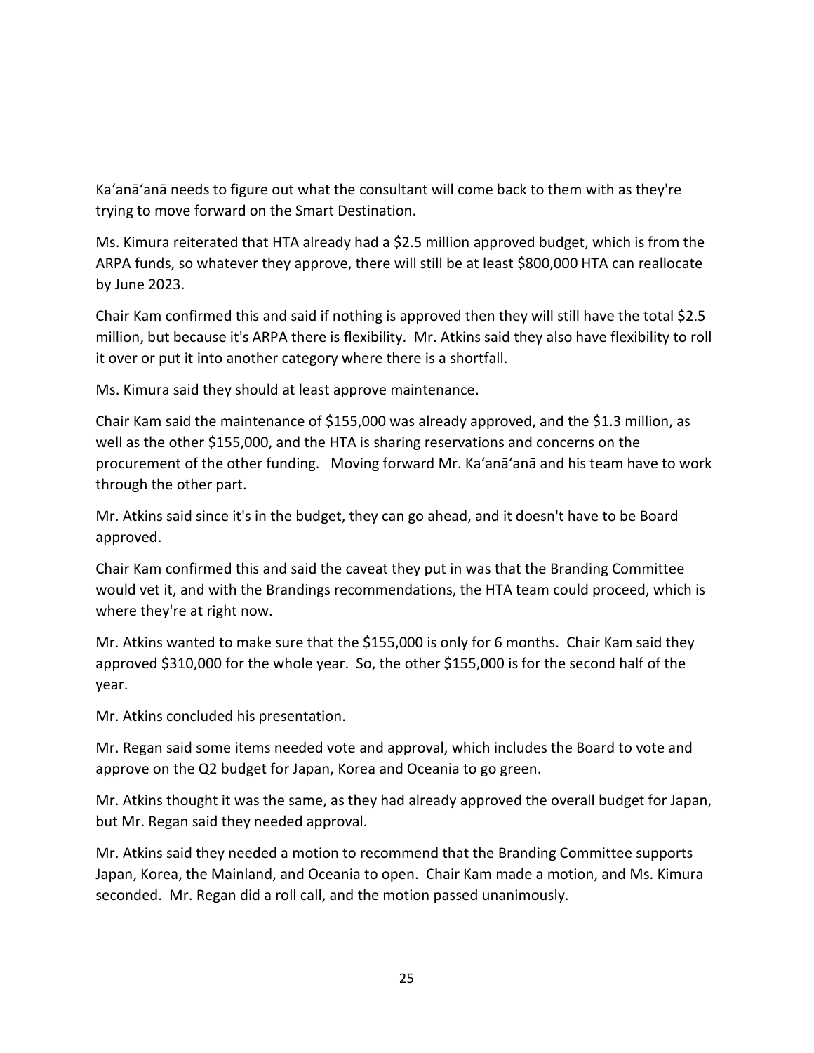Ka'anā'anā needs to figure out what the consultant will come back to them with as they're trying to move forward on the Smart Destination.

Ms. Kimura reiterated that HTA already had a $2.5 million approved budget, which is from the ARPA funds, so whatever they approve, there will still be at least $800,000 HTA can reallocate by June 2023.

Chair Kam confirmed this and said if nothing is approved then they will still have the total $2.5 million, but because it's ARPA there is flexibility. Mr. Atkins said they also have flexibility to roll it over or put it into another category where there is a shortfall.

Ms. Kimura said they should at least approve maintenance.

Chair Kam said the maintenance of $155,000 was already approved, and the $1.3 million, as well as the other $155,000, and the HTA is sharing reservations and concerns on the procurement of the other funding. Moving forward Mr. Ka'anā'anā and his team have to work through the other part.

Mr. Atkins said since it's in the budget, they can go ahead, and it doesn't have to be Board approved.

Chair Kam confirmed this and said the caveat they put in was that the Branding Committee would vet it, and with the Brandings recommendations, the HTA team could proceed, which is where they're at right now.

Mr. Atkins wanted to make sure that the $155,000 is only for 6 months. Chair Kam said they approved $310,000 for the whole year. So, the other $155,000 is for the second half of the year.

Mr. Atkins concluded his presentation.

Mr. Regan said some items needed vote and approval, which includes the Board to vote and approve on the Q2 budget for Japan, Korea and Oceania to go green.

Mr. Atkins thought it was the same, as they had already approved the overall budget for Japan, but Mr. Regan said they needed approval.

Mr. Atkins said they needed a motion to recommend that the Branding Committee supports Japan, Korea, the Mainland, and Oceania to open. Chair Kam made a motion, and Ms. Kimura seconded. Mr. Regan did a roll call, and the motion passed unanimously.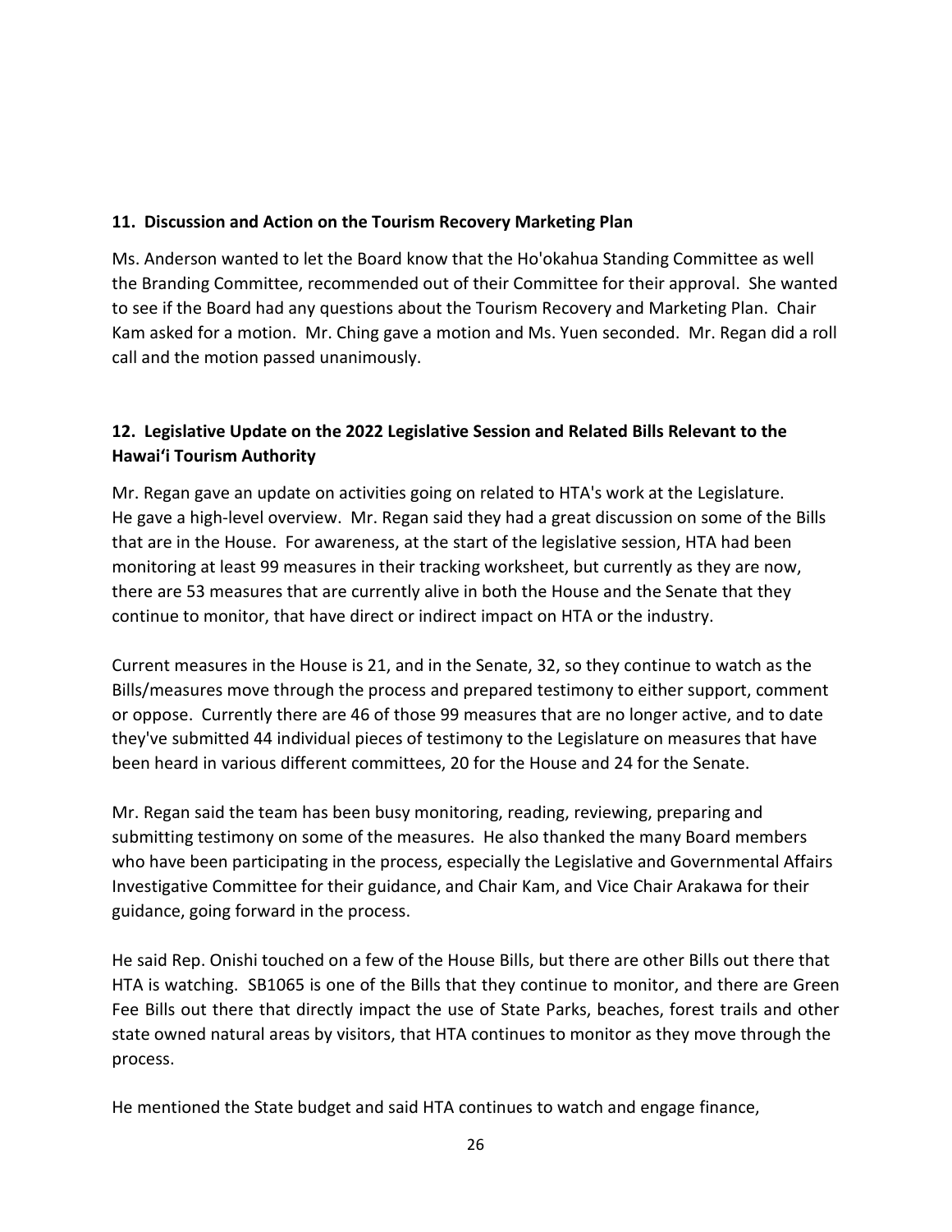## 11. Discussion and Action on the Tourism Recovery Marketing Plan

Ms. Anderson wanted to let the Board know that the Ho'okahua Standing Committee as well the Branding Committee, recommended out of their Committee for their approval. She wanted to see if the Board had any questions about the Tourism Recovery and Marketing Plan. Chair Kam asked for a motion. Mr. Ching gave a motion and Ms. Yuen seconded. Mr. Regan did a roll call and the motion passed unanimously.

## 12. Legislative Update on the 2022 Legislative Session and Related Bills Relevant to the Hawaiʻi Tourism Authority

Mr. Regan gave an update on activities going on related to HTA's work at the Legislature. He gave a high-level overview. Mr. Regan said they had a great discussion on some of the Bills that are in the House. For awareness, at the start of the legislative session, HTA had been monitoring at least 99 measures in their tracking worksheet, but currently as they are now, there are 53 measures that are currently alive in both the House and the Senate that they continue to monitor, that have direct or indirect impact on HTA or the industry.

Current measures in the House is 21, and in the Senate, 32, so they continue to watch as the Bills/measures move through the process and prepared testimony to either support, comment or oppose. Currently there are 46 of those 99 measures that are no longer active, and to date they've submitted 44 individual pieces of testimony to the Legislature on measures that have been heard in various different committees, 20 for the House and 24 for the Senate.

Mr. Regan said the team has been busy monitoring, reading, reviewing, preparing and submitting testimony on some of the measures. He also thanked the many Board members who have been participating in the process, especially the Legislative and Governmental Affairs Investigative Committee for their guidance, and Chair Kam, and Vice Chair Arakawa for their guidance, going forward in the process.

He said Rep. Onishi touched on a few of the House Bills, but there are other Bills out there that HTA is watching. SB1065 is one of the Bills that they continue to monitor, and there are Green Fee Bills out there that directly impact the use of State Parks, beaches, forest trails and other state owned natural areas by visitors, that HTA continues to monitor as they move through the process.

He mentioned the State budget and said HTA continues to watch and engage finance,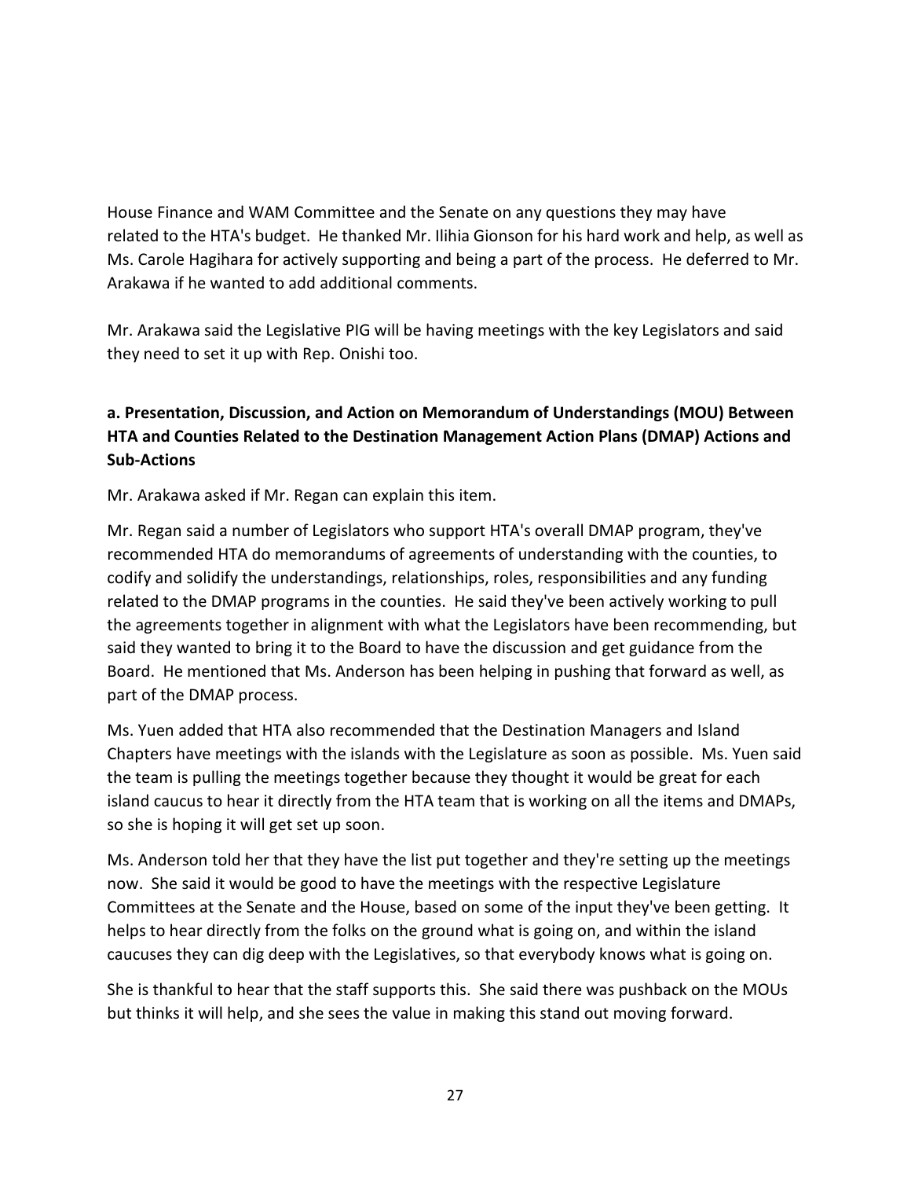House Finance and WAM Committee and the Senate on any questions they may have related to the HTA's budget. He thanked Mr. Ilihia Gionson for his hard work and help, as well as Ms. Carole Hagihara for actively supporting and being a part of the process. He deferred to Mr. Arakawa if he wanted to add additional comments.

Mr. Arakawa said the Legislative PIG will be having meetings with the key Legislators and said they need to set it up with Rep. Onishi too.

**a. Presentation, Discussion, and Action on Memorandum of Understandings (MOU) Between HTA and Counties Related to the Destination Management Action Plans (DMAP) Actions and Sub-Actions**

Mr. Arakawa asked if Mr. Regan can explain this item.

Mr. Regan said a number of Legislators who support HTA's overall DMAP program, they've recommended HTA do memorandums of agreements of understanding with the counties, to codify and solidify the understandings, relationships, roles, responsibilities and any funding related to the DMAP programs in the counties. He said they've been actively working to pull the agreements together in alignment with what the Legislators have been recommending, but said they wanted to bring it to the Board to have the discussion and get guidance from the Board. He mentioned that Ms. Anderson has been helping in pushing that forward as well, as part of the DMAP process.

Ms. Yuen added that HTA also recommended that the Destination Managers and Island Chapters have meetings with the islands with the Legislature as soon as possible. Ms. Yuen said the team is pulling the meetings together because they thought it would be great for each island caucus to hear it directly from the HTA team that is working on all the items and DMAPs, so she is hoping it will get set up soon.

Ms. Anderson told her that they have the list put together and they're setting up the meetings now. She said it would be good to have the meetings with the respective Legislature Committees at the Senate and the House, based on some of the input they've been getting. It helps to hear directly from the folks on the ground what is going on, and within the island caucuses they can dig deep with the Legislatives, so that everybody knows what is going on.

She is thankful to hear that the staff supports this. She said there was pushback on the MOUs but thinks it will help, and she sees the value in making this stand out moving forward.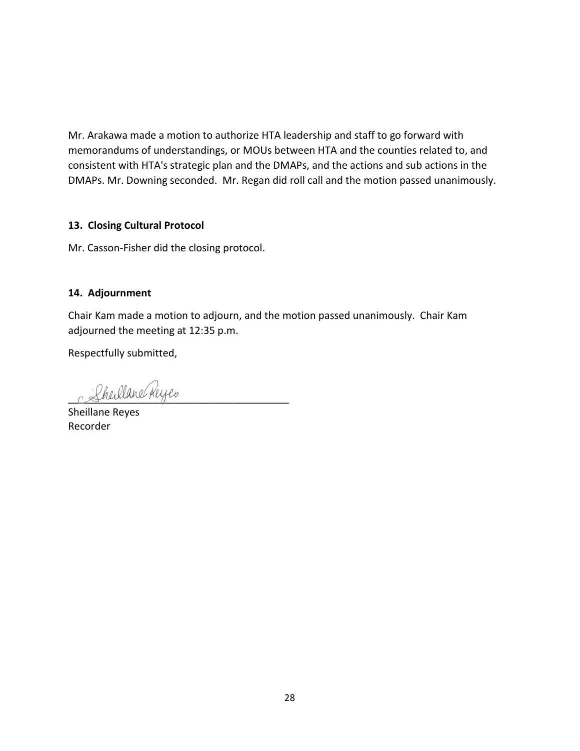Mr. Arakawa made a motion to authorize HTA leadership and staff to go forward with memorandums of understandings, or MOUs between HTA and the counties related to, and consistent with HTA's strategic plan and the DMAPs, and the actions and sub actions in the DMAPs. Mr. Downing seconded. Mr. Regan did roll call and the motion passed unanimously.

### 13. Closing Cultural Protocol

Mr. Casson-Fisher did the closing protocol.

### 14. Adjournment

Chair Kam made a motion to adjourn, and the motion passed unanimously. Chair Kam adjourned the meeting at 12:35 p.m.

Respectfully submitted,

Sheillane Reyes
______________________________________

Sheillane Reyes
Recorder